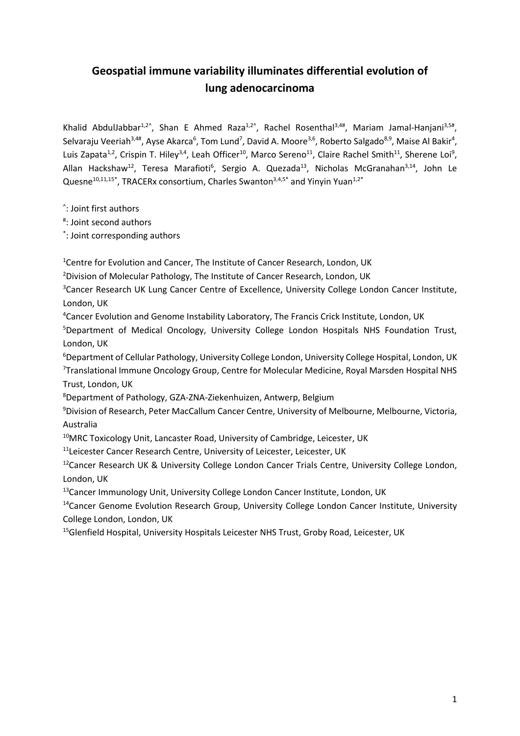# Geospatial immune variability illuminates differential evolution of lung adenocarcinoma

Khalid AbdulJabbar[1,2^], Shan E Ahmed Raza[1,2^], Rachel Rosenthal[3,4#], Mariam Jamal-Hanjani[3,5#], Selvaraju Veeriah[3,4#], Ayse Akarca[6], Tom Lund[7], David A. Moore[3,6], Roberto Salgado[8,9], Maise Al Bakir[4], Luis Zapata[1,2], Crispin T. Hiley[3,4], Leah Officer[10], Marco Sereno[11], Claire Rachel Smith[11], Sherene Loi[9], Allan Hackshaw[12], Teresa Marafioti[6], Sergio A. Quezada[13], Nicholas McGranahan[3,14], John Le Quesne[10,11,15*], TRACERx consortium, Charles Swanton[3,4,5*] and Yinyin Yuan[1,2*]

^: Joint first authors

#: Joint second authors

*: Joint corresponding authors

[1]Centre for Evolution and Cancer, The Institute of Cancer Research, London, UK

[2]Division of Molecular Pathology, The Institute of Cancer Research, London, UK

[3]Cancer Research UK Lung Cancer Centre of Excellence, University College London Cancer Institute, London, UK

[4]Cancer Evolution and Genome Instability Laboratory, The Francis Crick Institute, London, UK

[5]Department of Medical Oncology, University College London Hospitals NHS Foundation Trust, London, UK

[6]Department of Cellular Pathology, University College London, University College Hospital, London, UK

[7]Translational Immune Oncology Group, Centre for Molecular Medicine, Royal Marsden Hospital NHS Trust, London, UK

[8]Department of Pathology, GZA-ZNA-Ziekenhuizen, Antwerp, Belgium

[9]Division of Research, Peter MacCallum Cancer Centre, University of Melbourne, Melbourne, Victoria, Australia

[10]MRC Toxicology Unit, Lancaster Road, University of Cambridge, Leicester, UK

[11]Leicester Cancer Research Centre, University of Leicester, Leicester, UK

[12]Cancer Research UK & University College London Cancer Trials Centre, University College London, London, UK

[13]Cancer Immunology Unit, University College London Cancer Institute, London, UK

[14]Cancer Genome Evolution Research Group, University College London Cancer Institute, University College London, London, UK

[15]Glenfield Hospital, University Hospitals Leicester NHS Trust, Groby Road, Leicester, UK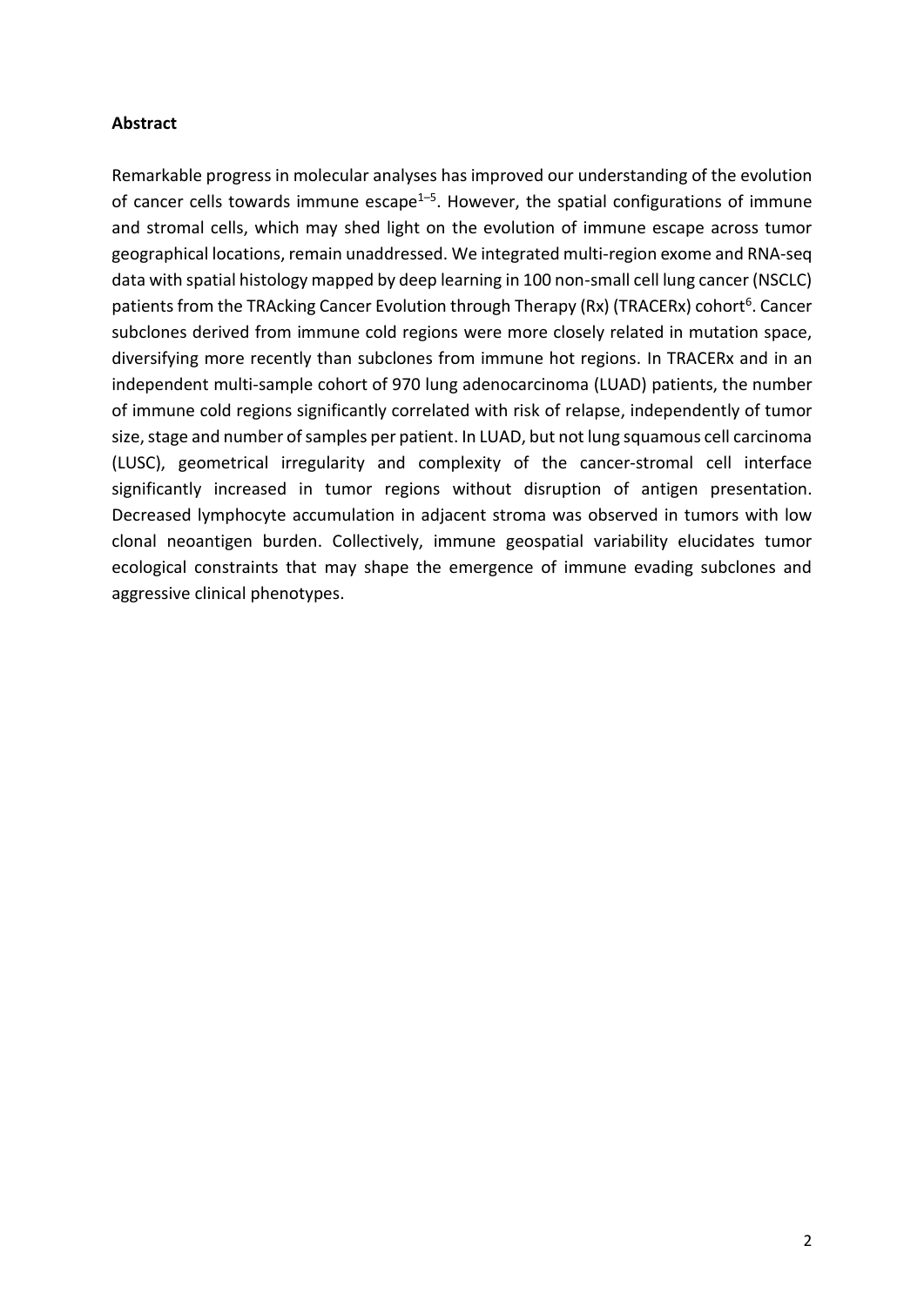**Abstract**

Remarkable progress in molecular analyses has improved our understanding of the evolution of cancer cells towards immune escape[1–5]. However, the spatial configurations of immune and stromal cells, which may shed light on the evolution of immune escape across tumor geographical locations, remain unaddressed. We integrated multi-region exome and RNA-seq data with spatial histology mapped by deep learning in 100 non-small cell lung cancer (NSCLC) patients from the TRAcking Cancer Evolution through Therapy (Rx) (TRACERx) cohort[6]. Cancer subclones derived from immune cold regions were more closely related in mutation space, diversifying more recently than subclones from immune hot regions. In TRACERx and in an independent multi-sample cohort of 970 lung adenocarcinoma (LUAD) patients, the number of immune cold regions significantly correlated with risk of relapse, independently of tumor size, stage and number of samples per patient. In LUAD, but not lung squamous cell carcinoma (LUSC), geometrical irregularity and complexity of the cancer-stromal cell interface significantly increased in tumor regions without disruption of antigen presentation. Decreased lymphocyte accumulation in adjacent stroma was observed in tumors with low clonal neoantigen burden. Collectively, immune geospatial variability elucidates tumor ecological constraints that may shape the emergence of immune evading subclones and aggressive clinical phenotypes.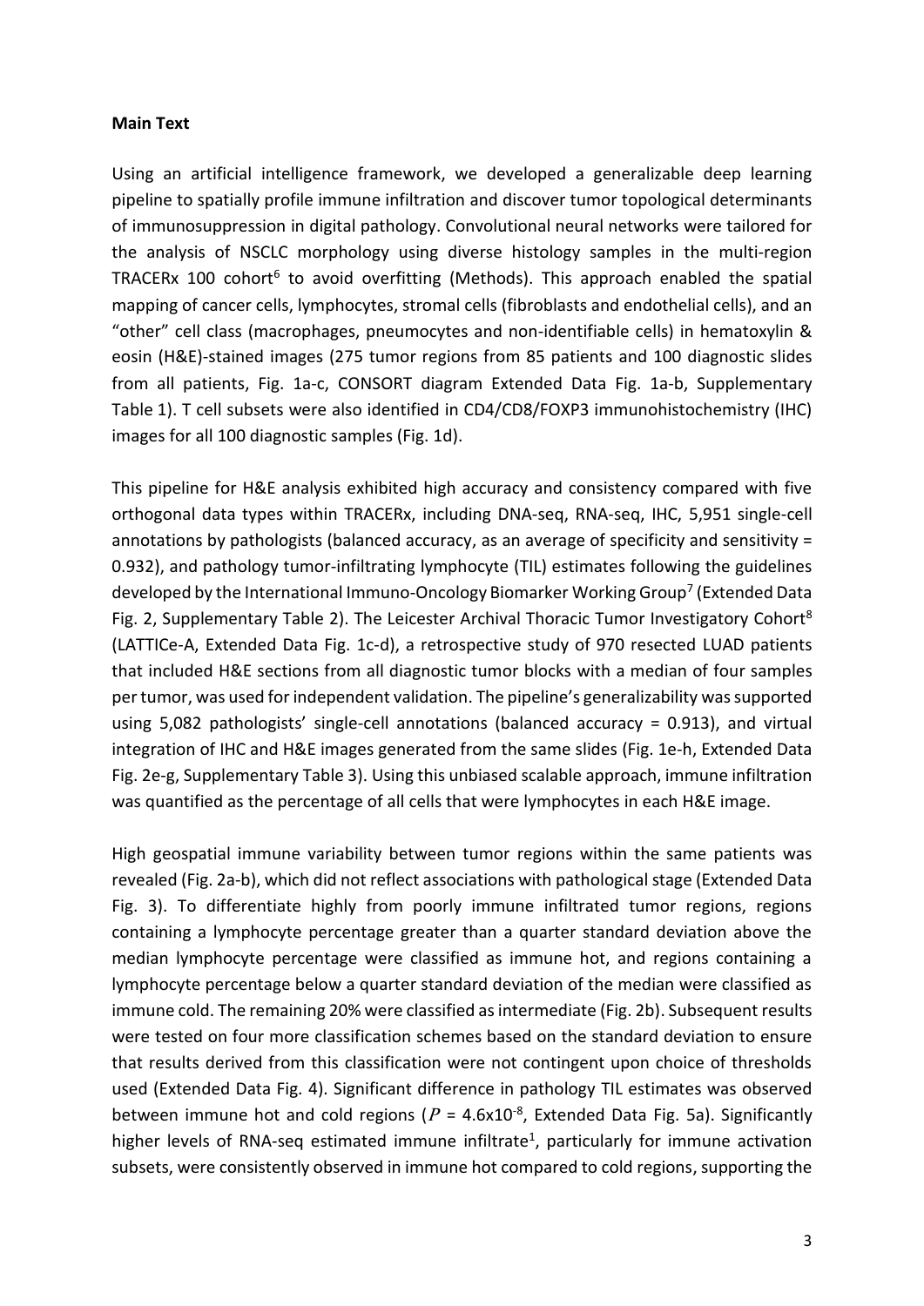**Main Text**

Using an artificial intelligence framework, we developed a generalizable deep learning pipeline to spatially profile immune infiltration and discover tumor topological determinants of immunosuppression in digital pathology. Convolutional neural networks were tailored for the analysis of NSCLC morphology using diverse histology samples in the multi-region TRACERx 100 cohort[6] to avoid overfitting (Methods). This approach enabled the spatial mapping of cancer cells, lymphocytes, stromal cells (fibroblasts and endothelial cells), and an "other" cell class (macrophages, pneumocytes and non-identifiable cells) in hematoxylin & eosin (H&E)-stained images (275 tumor regions from 85 patients and 100 diagnostic slides from all patients, Fig. 1a-c, CONSORT diagram Extended Data Fig. 1a-b, Supplementary Table 1). T cell subsets were also identified in CD4/CD8/FOXP3 immunohistochemistry (IHC) images for all 100 diagnostic samples (Fig. 1d).

This pipeline for H&E analysis exhibited high accuracy and consistency compared with five orthogonal data types within TRACERx, including DNA-seq, RNA-seq, IHC, 5,951 single-cell annotations by pathologists (balanced accuracy, as an average of specificity and sensitivity = 0.932), and pathology tumor-infiltrating lymphocyte (TIL) estimates following the guidelines developed by the International Immuno-Oncology Biomarker Working Group[7] (Extended Data Fig. 2, Supplementary Table 2). The Leicester Archival Thoracic Tumor Investigatory Cohort[8] (LATTICe-A, Extended Data Fig. 1c-d), a retrospective study of 970 resected LUAD patients that included H&E sections from all diagnostic tumor blocks with a median of four samples per tumor, was used for independent validation. The pipeline's generalizability was supported using 5,082 pathologists' single-cell annotations (balanced accuracy = 0.913), and virtual integration of IHC and H&E images generated from the same slides (Fig. 1e-h, Extended Data Fig. 2e-g, Supplementary Table 3). Using this unbiased scalable approach, immune infiltration was quantified as the percentage of all cells that were lymphocytes in each H&E image.

High geospatial immune variability between tumor regions within the same patients was revealed (Fig. 2a-b), which did not reflect associations with pathological stage (Extended Data Fig. 3). To differentiate highly from poorly immune infiltrated tumor regions, regions containing a lymphocyte percentage greater than a quarter standard deviation above the median lymphocyte percentage were classified as immune hot, and regions containing a lymphocyte percentage below a quarter standard deviation of the median were classified as immune cold. The remaining 20% were classified as intermediate (Fig. 2b). Subsequent results were tested on four more classification schemes based on the standard deviation to ensure that results derived from this classification were not contingent upon choice of thresholds used (Extended Data Fig. 4). Significant difference in pathology TIL estimates was observed between immune hot and cold regions ($P = 4.6 \times 10^{-8}$, Extended Data Fig. 5a). Significantly higher levels of RNA-seq estimated immune infiltrate[1], particularly for immune activation subsets, were consistently observed in immune hot compared to cold regions, supporting the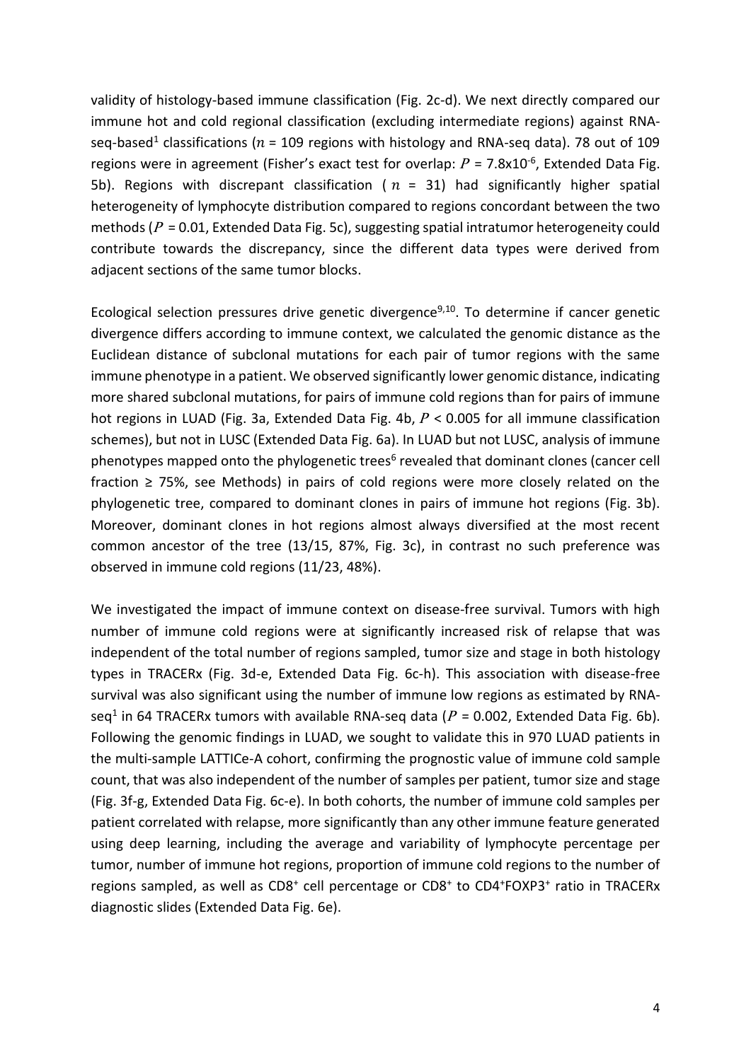validity of histology-based immune classification (Fig. 2c-d). We next directly compared our immune hot and cold regional classification (excluding intermediate regions) against RNA-seq-based[1] classifications ($n$ = 109 regions with histology and RNA-seq data). 78 out of 109 regions were in agreement (Fisher's exact test for overlap: $P$ = 7.8x10$^{-6}$, Extended Data Fig. 5b). Regions with discrepant classification ( $n$ = 31) had significantly higher spatial heterogeneity of lymphocyte distribution compared to regions concordant between the two methods ($P$ = 0.01, Extended Data Fig. 5c), suggesting spatial intratumor heterogeneity could contribute towards the discrepancy, since the different data types were derived from adjacent sections of the same tumor blocks.

Ecological selection pressures drive genetic divergence[9,10]. To determine if cancer genetic divergence differs according to immune context, we calculated the genomic distance as the Euclidean distance of subclonal mutations for each pair of tumor regions with the same immune phenotype in a patient. We observed significantly lower genomic distance, indicating more shared subclonal mutations, for pairs of immune cold regions than for pairs of immune hot regions in LUAD (Fig. 3a, Extended Data Fig. 4b, $P$ < 0.005 for all immune classification schemes), but not in LUSC (Extended Data Fig. 6a). In LUAD but not LUSC, analysis of immune phenotypes mapped onto the phylogenetic trees[6] revealed that dominant clones (cancer cell fraction ≥ 75%, see Methods) in pairs of cold regions were more closely related on the phylogenetic tree, compared to dominant clones in pairs of immune hot regions (Fig. 3b). Moreover, dominant clones in hot regions almost always diversified at the most recent common ancestor of the tree (13/15, 87%, Fig. 3c), in contrast no such preference was observed in immune cold regions (11/23, 48%).

We investigated the impact of immune context on disease-free survival. Tumors with high number of immune cold regions were at significantly increased risk of relapse that was independent of the total number of regions sampled, tumor size and stage in both histology types in TRACERx (Fig. 3d-e, Extended Data Fig. 6c-h). This association with disease-free survival was also significant using the number of immune low regions as estimated by RNA-seq[1] in 64 TRACERx tumors with available RNA-seq data ($P$ = 0.002, Extended Data Fig. 6b). Following the genomic findings in LUAD, we sought to validate this in 970 LUAD patients in the multi-sample LATTICe-A cohort, confirming the prognostic value of immune cold sample count, that was also independent of the number of samples per patient, tumor size and stage (Fig. 3f-g, Extended Data Fig. 6c-e). In both cohorts, the number of immune cold samples per patient correlated with relapse, more significantly than any other immune feature generated using deep learning, including the average and variability of lymphocyte percentage per tumor, number of immune hot regions, proportion of immune cold regions to the number of regions sampled, as well as CD8$^{+}$ cell percentage or CD8$^{+}$ to CD4$^{+}$FOXP3$^{+}$ ratio in TRACERx diagnostic slides (Extended Data Fig. 6e).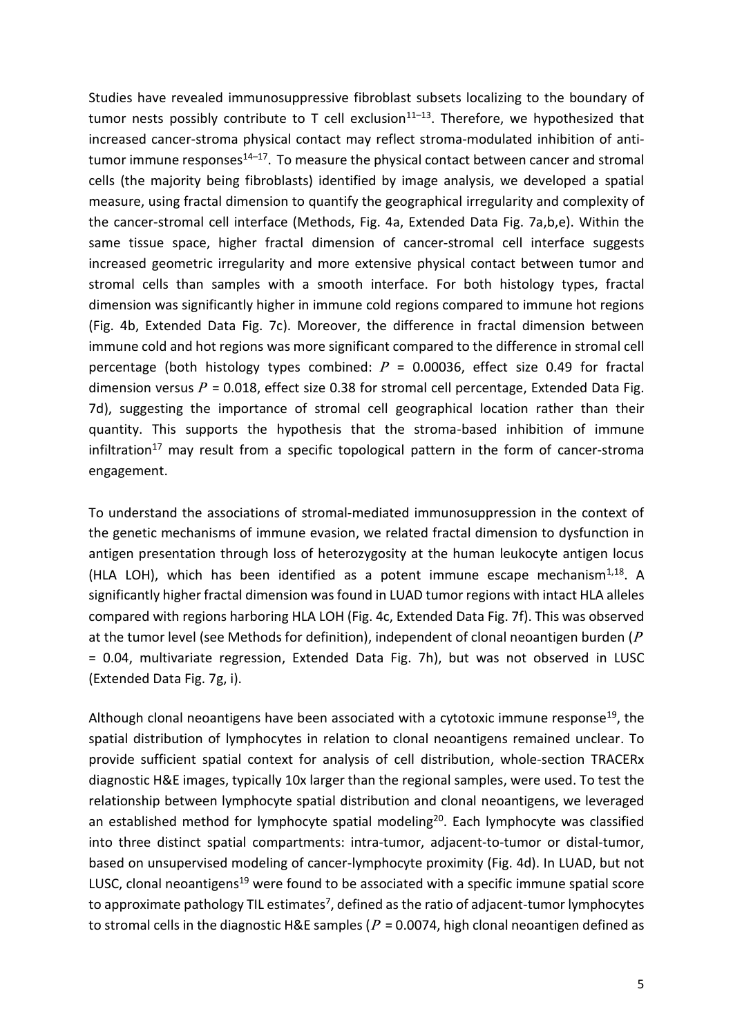Studies have revealed immunosuppressive fibroblast subsets localizing to the boundary of tumor nests possibly contribute to T cell exclusion[11–13]. Therefore, we hypothesized that increased cancer-stroma physical contact may reflect stroma-modulated inhibition of anti-tumor immune responses[14–17]. To measure the physical contact between cancer and stromal cells (the majority being fibroblasts) identified by image analysis, we developed a spatial measure, using fractal dimension to quantify the geographical irregularity and complexity of the cancer-stromal cell interface (Methods, Fig. 4a, Extended Data Fig. 7a,b,e). Within the same tissue space, higher fractal dimension of cancer-stromal cell interface suggests increased geometric irregularity and more extensive physical contact between tumor and stromal cells than samples with a smooth interface. For both histology types, fractal dimension was significantly higher in immune cold regions compared to immune hot regions (Fig. 4b, Extended Data Fig. 7c). Moreover, the difference in fractal dimension between immune cold and hot regions was more significant compared to the difference in stromal cell percentage (both histology types combined: $P$ = 0.00036, effect size 0.49 for fractal dimension versus $P$ = 0.018, effect size 0.38 for stromal cell percentage, Extended Data Fig. 7d), suggesting the importance of stromal cell geographical location rather than their quantity. This supports the hypothesis that the stroma-based inhibition of immune infiltration[17] may result from a specific topological pattern in the form of cancer-stroma engagement.

To understand the associations of stromal-mediated immunosuppression in the context of the genetic mechanisms of immune evasion, we related fractal dimension to dysfunction in antigen presentation through loss of heterozygosity at the human leukocyte antigen locus (HLA LOH), which has been identified as a potent immune escape mechanism[1,18]. A significantly higher fractal dimension was found in LUAD tumor regions with intact HLA alleles compared with regions harboring HLA LOH (Fig. 4c, Extended Data Fig. 7f). This was observed at the tumor level (see Methods for definition), independent of clonal neoantigen burden ($P$ = 0.04, multivariate regression, Extended Data Fig. 7h), but was not observed in LUSC (Extended Data Fig. 7g, i).

Although clonal neoantigens have been associated with a cytotoxic immune response[19], the spatial distribution of lymphocytes in relation to clonal neoantigens remained unclear. To provide sufficient spatial context for analysis of cell distribution, whole-section TRACERx diagnostic H&E images, typically 10x larger than the regional samples, were used. To test the relationship between lymphocyte spatial distribution and clonal neoantigens, we leveraged an established method for lymphocyte spatial modeling[20]. Each lymphocyte was classified into three distinct spatial compartments: intra-tumor, adjacent-to-tumor or distal-tumor, based on unsupervised modeling of cancer-lymphocyte proximity (Fig. 4d). In LUAD, but not LUSC, clonal neoantigens[19] were found to be associated with a specific immune spatial score to approximate pathology TIL estimates[7], defined as the ratio of adjacent-tumor lymphocytes to stromal cells in the diagnostic H&E samples ($P$ = 0.0074, high clonal neoantigen defined as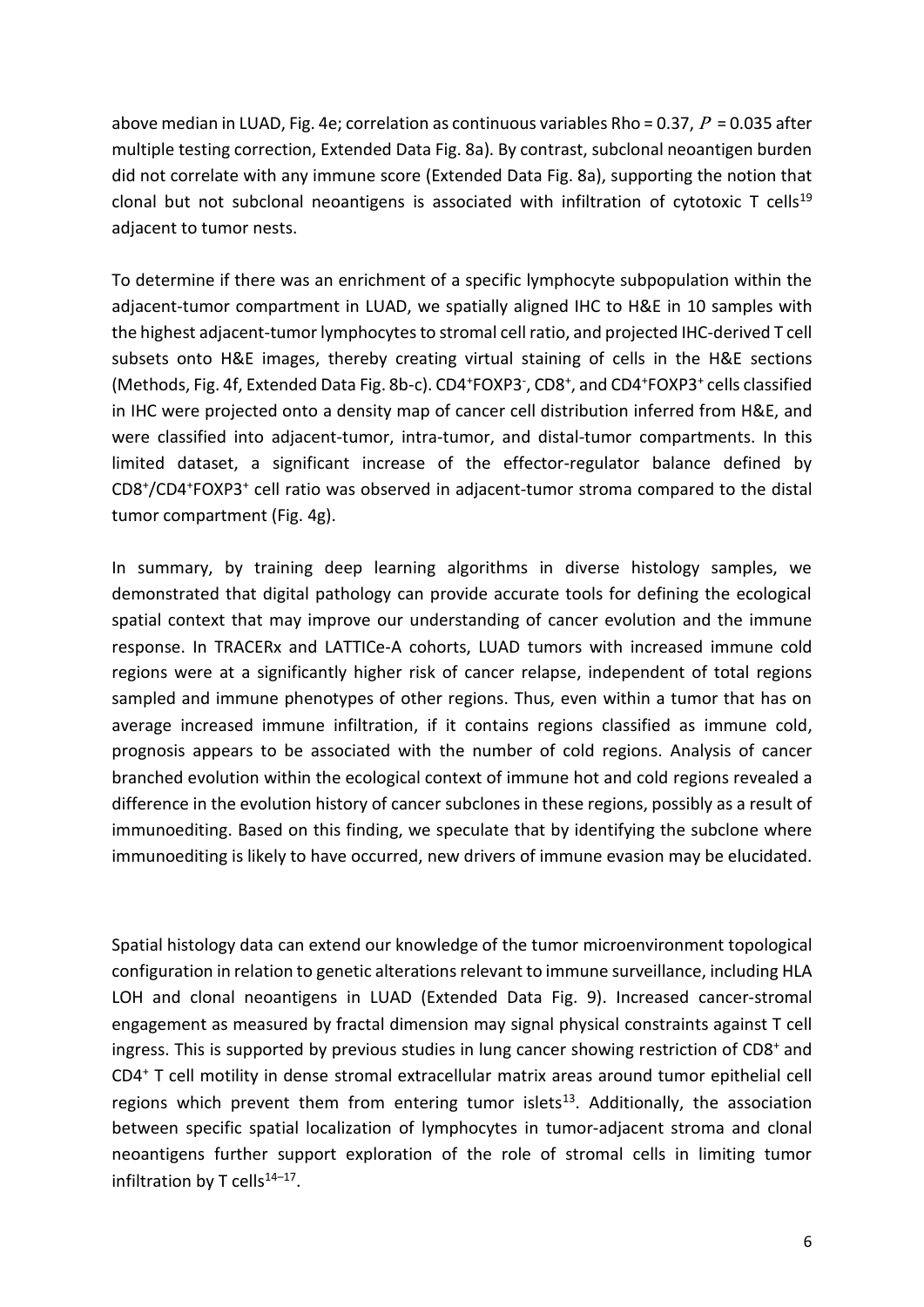above median in LUAD, Fig. 4e; correlation as continuous variables Rho = 0.37, $P$ = 0.035 after multiple testing correction, Extended Data Fig. 8a). By contrast, subclonal neoantigen burden did not correlate with any immune score (Extended Data Fig. 8a), supporting the notion that clonal but not subclonal neoantigens is associated with infiltration of cytotoxic T cells[19] adjacent to tumor nests.

To determine if there was an enrichment of a specific lymphocyte subpopulation within the adjacent-tumor compartment in LUAD, we spatially aligned IHC to H&E in 10 samples with the highest adjacent-tumor lymphocytes to stromal cell ratio, and projected IHC-derived T cell subsets onto H&E images, thereby creating virtual staining of cells in the H&E sections (Methods, Fig. 4f, Extended Data Fig. 8b-c). $CD4^{+}FOXP3^{-}$, $CD8^{+}$, and $CD4^{+}FOXP3^{+}$ cells classified in IHC were projected onto a density map of cancer cell distribution inferred from H&E, and were classified into adjacent-tumor, intra-tumor, and distal-tumor compartments. In this limited dataset, a significant increase of the effector-regulator balance defined by $CD8^{+}/CD4^{+}FOXP3^{+}$ cell ratio was observed in adjacent-tumor stroma compared to the distal tumor compartment (Fig. 4g).

In summary, by training deep learning algorithms in diverse histology samples, we demonstrated that digital pathology can provide accurate tools for defining the ecological spatial context that may improve our understanding of cancer evolution and the immune response. In TRACERx and LATTICe-A cohorts, LUAD tumors with increased immune cold regions were at a significantly higher risk of cancer relapse, independent of total regions sampled and immune phenotypes of other regions. Thus, even within a tumor that has on average increased immune infiltration, if it contains regions classified as immune cold, prognosis appears to be associated with the number of cold regions. Analysis of cancer branched evolution within the ecological context of immune hot and cold regions revealed a difference in the evolution history of cancer subclones in these regions, possibly as a result of immunoediting. Based on this finding, we speculate that by identifying the subclone where immunoediting is likely to have occurred, new drivers of immune evasion may be elucidated.

Spatial histology data can extend our knowledge of the tumor microenvironment topological configuration in relation to genetic alterations relevant to immune surveillance, including HLA LOH and clonal neoantigens in LUAD (Extended Data Fig. 9). Increased cancer-stromal engagement as measured by fractal dimension may signal physical constraints against T cell ingress. This is supported by previous studies in lung cancer showing restriction of $CD8^{+}$ and $CD4^{+}$ T cell motility in dense stromal extracellular matrix areas around tumor epithelial cell regions which prevent them from entering tumor islets[13]. Additionally, the association between specific spatial localization of lymphocytes in tumor-adjacent stroma and clonal neoantigens further support exploration of the role of stromal cells in limiting tumor infiltration by T cells[14–17].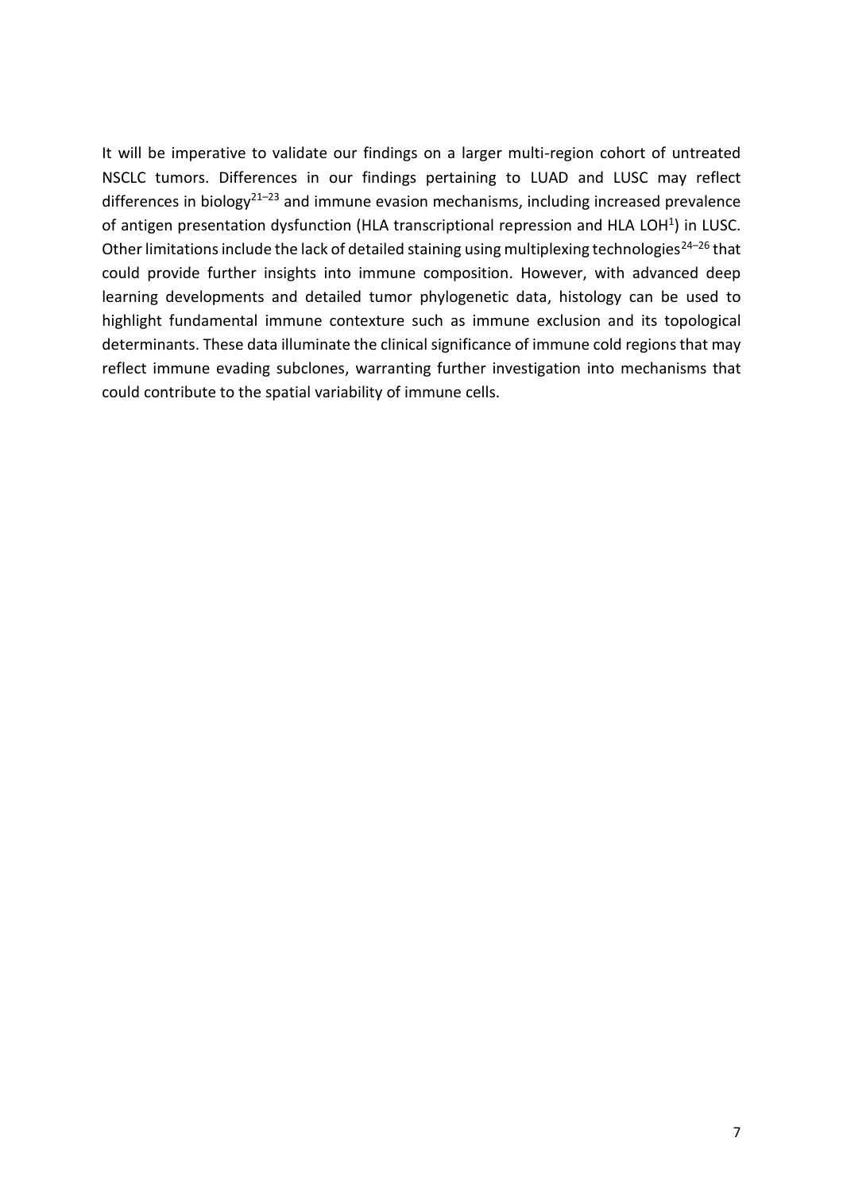It will be imperative to validate our findings on a larger multi-region cohort of untreated NSCLC tumors. Differences in our findings pertaining to LUAD and LUSC may reflect differences in biology[21–23] and immune evasion mechanisms, including increased prevalence of antigen presentation dysfunction (HLA transcriptional repression and HLA LOH[1]) in LUSC. Other limitations include the lack of detailed staining using multiplexing technologies[24–26] that could provide further insights into immune composition. However, with advanced deep learning developments and detailed tumor phylogenetic data, histology can be used to highlight fundamental immune contexture such as immune exclusion and its topological determinants. These data illuminate the clinical significance of immune cold regions that may reflect immune evading subclones, warranting further investigation into mechanisms that could contribute to the spatial variability of immune cells.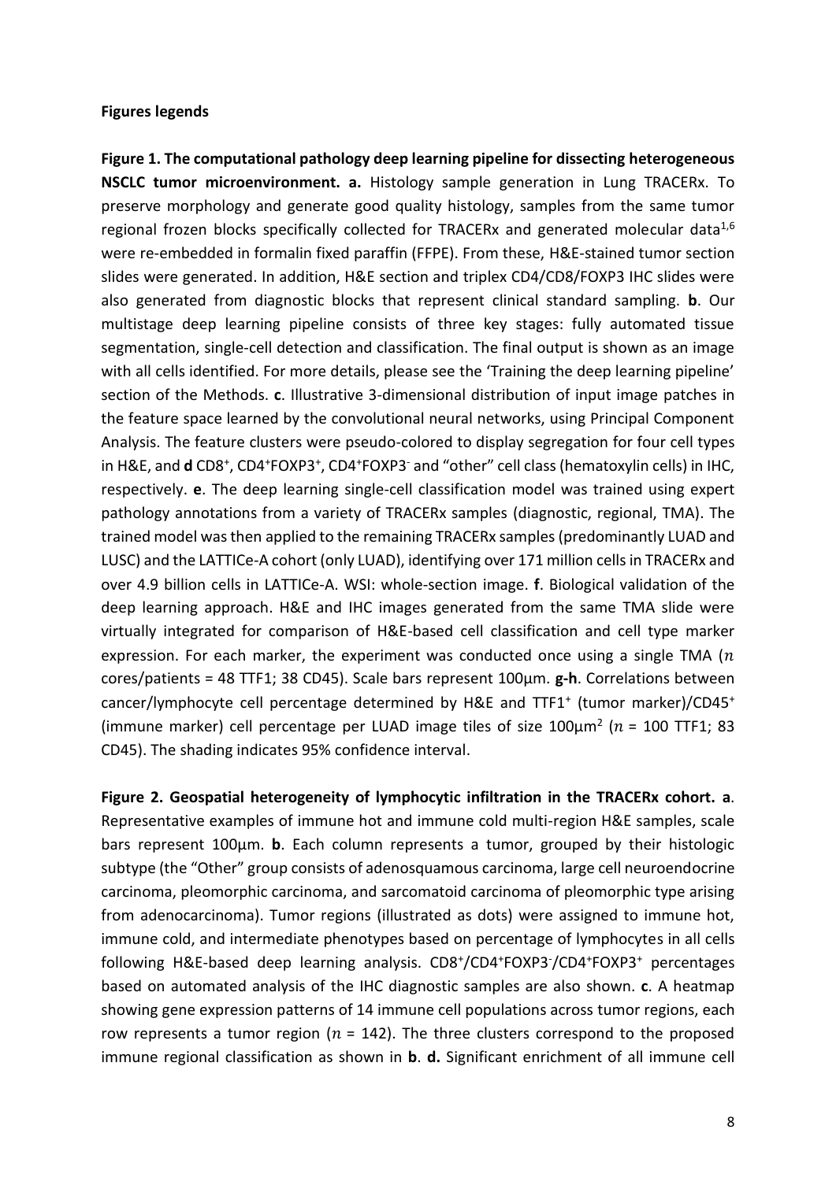**Figures legends**

**Figure 1. The computational pathology deep learning pipeline for dissecting heterogeneous NSCLC tumor microenvironment. a.** Histology sample generation in Lung TRACERx. To preserve morphology and generate good quality histology, samples from the same tumor regional frozen blocks specifically collected for TRACERx and generated molecular data[1,6] were re-embedded in formalin fixed paraffin (FFPE). From these, H&E-stained tumor section slides were generated. In addition, H&E section and triplex CD4/CD8/FOXP3 IHC slides were also generated from diagnostic blocks that represent clinical standard sampling. **b**. Our multistage deep learning pipeline consists of three key stages: fully automated tissue segmentation, single-cell detection and classification. The final output is shown as an image with all cells identified. For more details, please see the 'Training the deep learning pipeline' section of the Methods. **c**. Illustrative 3-dimensional distribution of input image patches in the feature space learned by the convolutional neural networks, using Principal Component Analysis. The feature clusters were pseudo-colored to display segregation for four cell types in H&E, and **d** CD8$^{+}$, CD4$^{+}$FOXP3$^{+}$, CD4$^{+}$FOXP3$^{-}$ and "other" cell class (hematoxylin cells) in IHC, respectively. **e**. The deep learning single-cell classification model was trained using expert pathology annotations from a variety of TRACERx samples (diagnostic, regional, TMA). The trained model was then applied to the remaining TRACERx samples (predominantly LUAD and LUSC) and the LATTICe-A cohort (only LUAD), identifying over 171 million cells in TRACERx and over 4.9 billion cells in LATTICe-A. WSI: whole-section image. **f**. Biological validation of the deep learning approach. H&E and IHC images generated from the same TMA slide were virtually integrated for comparison of H&E-based cell classification and cell type marker expression. For each marker, the experiment was conducted once using a single TMA ($n$ cores/patients = 48 TTF1; 38 CD45). Scale bars represent 100μm. **g-h**. Correlations between cancer/lymphocyte cell percentage determined by H&E and TTF1$^{+}$ (tumor marker)/CD45$^{+}$ (immune marker) cell percentage per LUAD image tiles of size 100μm$^{2}$ ($n$ = 100 TTF1; 83 CD45). The shading indicates 95% confidence interval.

**Figure 2. Geospatial heterogeneity of lymphocytic infiltration in the TRACERx cohort. a**. Representative examples of immune hot and immune cold multi-region H&E samples, scale bars represent 100μm. **b**. Each column represents a tumor, grouped by their histologic subtype (the "Other" group consists of adenosquamous carcinoma, large cell neuroendocrine carcinoma, pleomorphic carcinoma, and sarcomatoid carcinoma of pleomorphic type arising from adenocarcinoma). Tumor regions (illustrated as dots) were assigned to immune hot, immune cold, and intermediate phenotypes based on percentage of lymphocytes in all cells following H&E-based deep learning analysis. CD8$^{+}$/CD4$^{+}$FOXP3$^{-}$/CD4$^{+}$FOXP3$^{+}$ percentages based on automated analysis of the IHC diagnostic samples are also shown. **c**. A heatmap showing gene expression patterns of 14 immune cell populations across tumor regions, each row represents a tumor region ($n$ = 142). The three clusters correspond to the proposed immune regional classification as shown in **b**. **d.** Significant enrichment of all immune cell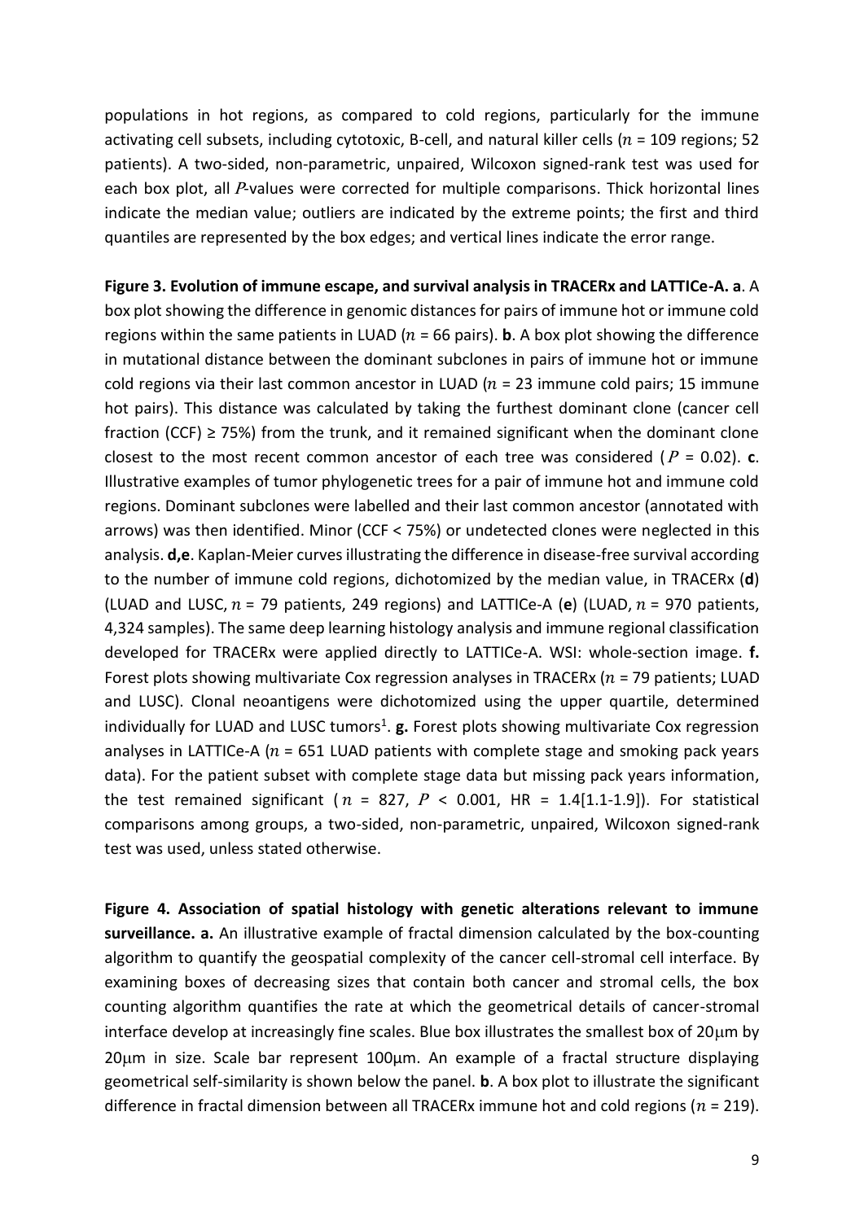populations in hot regions, as compared to cold regions, particularly for the immune activating cell subsets, including cytotoxic, B-cell, and natural killer cells ($n$ = 109 regions; 52 patients). A two-sided, non-parametric, unpaired, Wilcoxon signed-rank test was used for each box plot, all $P$-values were corrected for multiple comparisons. Thick horizontal lines indicate the median value; outliers are indicated by the extreme points; the first and third quantiles are represented by the box edges; and vertical lines indicate the error range.

**Figure 3. Evolution of immune escape, and survival analysis in TRACERx and LATTICe-A. a**. A box plot showing the difference in genomic distances for pairs of immune hot or immune cold regions within the same patients in LUAD ($n$ = 66 pairs). **b**. A box plot showing the difference in mutational distance between the dominant subclones in pairs of immune hot or immune cold regions via their last common ancestor in LUAD ($n$ = 23 immune cold pairs; 15 immune hot pairs). This distance was calculated by taking the furthest dominant clone (cancer cell fraction (CCF) ≥ 75%) from the trunk, and it remained significant when the dominant clone closest to the most recent common ancestor of each tree was considered ($P$ = 0.02). **c**. Illustrative examples of tumor phylogenetic trees for a pair of immune hot and immune cold regions. Dominant subclones were labelled and their last common ancestor (annotated with arrows) was then identified. Minor (CCF < 75%) or undetected clones were neglected in this analysis. **d,e**. Kaplan-Meier curves illustrating the difference in disease-free survival according to the number of immune cold regions, dichotomized by the median value, in TRACERx (**d**) (LUAD and LUSC, $n$ = 79 patients, 249 regions) and LATTICe-A (**e**) (LUAD, $n$ = 970 patients, 4,324 samples). The same deep learning histology analysis and immune regional classification developed for TRACERx were applied directly to LATTICe-A. WSI: whole-section image. **f.** Forest plots showing multivariate Cox regression analyses in TRACERx ($n$ = 79 patients; LUAD and LUSC). Clonal neoantigens were dichotomized using the upper quartile, determined individually for LUAD and LUSC tumors[1]. **g.** Forest plots showing multivariate Cox regression analyses in LATTICe-A ($n$ = 651 LUAD patients with complete stage and smoking pack years data). For the patient subset with complete stage data but missing pack years information, the test remained significant ($n$ = 827, $P$ < 0.001, HR = 1.4[1.1-1.9]). For statistical comparisons among groups, a two-sided, non-parametric, unpaired, Wilcoxon signed-rank test was used, unless stated otherwise.

**Figure 4. Association of spatial histology with genetic alterations relevant to immune surveillance. a.** An illustrative example of fractal dimension calculated by the box-counting algorithm to quantify the geospatial complexity of the cancer cell-stromal cell interface. By examining boxes of decreasing sizes that contain both cancer and stromal cells, the box counting algorithm quantifies the rate at which the geometrical details of cancer-stromal interface develop at increasingly fine scales. Blue box illustrates the smallest box of 20μm by 20μm in size. Scale bar represent 100μm. An example of a fractal structure displaying geometrical self-similarity is shown below the panel. **b**. A box plot to illustrate the significant difference in fractal dimension between all TRACERx immune hot and cold regions ($n$ = 219).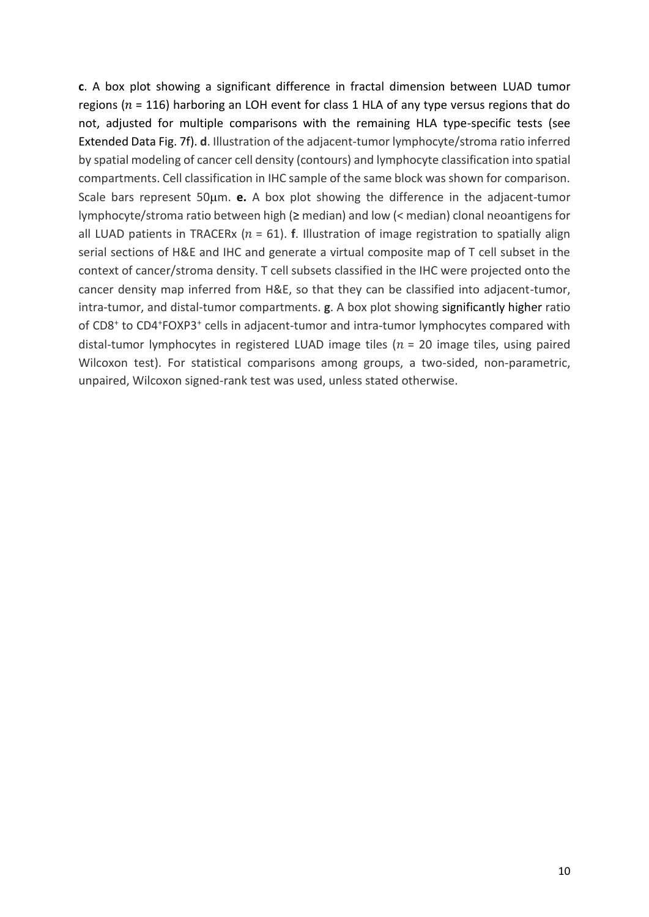**c**. A box plot showing a significant difference in fractal dimension between LUAD tumor regions ($n$ = 116) harboring an LOH event for class 1 HLA of any type versus regions that do not, adjusted for multiple comparisons with the remaining HLA type-specific tests (see Extended Data Fig. 7f). **d**. Illustration of the adjacent-tumor lymphocyte/stroma ratio inferred by spatial modeling of cancer cell density (contours) and lymphocyte classification into spatial compartments. Cell classification in IHC sample of the same block was shown for comparison. Scale bars represent 50μm. **e.** A box plot showing the difference in the adjacent-tumor lymphocyte/stroma ratio between high (≥ median) and low (< median) clonal neoantigens for all LUAD patients in TRACERx ($n$ = 61). **f**. Illustration of image registration to spatially align serial sections of H&E and IHC and generate a virtual composite map of T cell subset in the context of cancer/stroma density. T cell subsets classified in the IHC were projected onto the cancer density map inferred from H&E, so that they can be classified into adjacent-tumor, intra-tumor, and distal-tumor compartments. **g**. A box plot showing significantly higher ratio of $CD8^{+}$ to $CD4^{+}FOXP3^{+}$ cells in adjacent-tumor and intra-tumor lymphocytes compared with distal-tumor lymphocytes in registered LUAD image tiles ($n$ = 20 image tiles, using paired Wilcoxon test). For statistical comparisons among groups, a two-sided, non-parametric, unpaired, Wilcoxon signed-rank test was used, unless stated otherwise.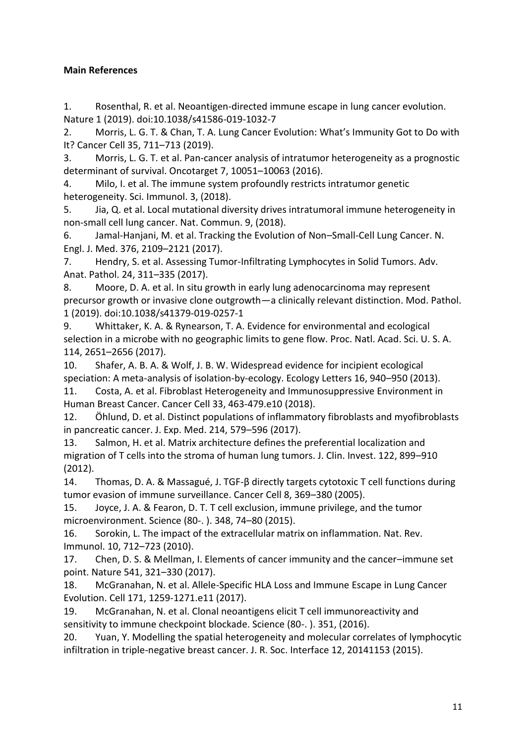**Main References**

1. Rosenthal, R. et al. Neoantigen-directed immune escape in lung cancer evolution. Nature 1 (2019). doi:10.1038/s41586-019-1032-7
2. Morris, L. G. T. & Chan, T. A. Lung Cancer Evolution: What's Immunity Got to Do with It? Cancer Cell 35, 711–713 (2019).
3. Morris, L. G. T. et al. Pan-cancer analysis of intratumor heterogeneity as a prognostic determinant of survival. Oncotarget 7, 10051–10063 (2016).
4. Milo, I. et al. The immune system profoundly restricts intratumor genetic heterogeneity. Sci. Immunol. 3, (2018).
5. Jia, Q. et al. Local mutational diversity drives intratumoral immune heterogeneity in non-small cell lung cancer. Nat. Commun. 9, (2018).
6. Jamal-Hanjani, M. et al. Tracking the Evolution of Non–Small-Cell Lung Cancer. N. Engl. J. Med. 376, 2109–2121 (2017).
7. Hendry, S. et al. Assessing Tumor-Infiltrating Lymphocytes in Solid Tumors. Adv. Anat. Pathol. 24, 311–335 (2017).
8. Moore, D. A. et al. In situ growth in early lung adenocarcinoma may represent precursor growth or invasive clone outgrowth—a clinically relevant distinction. Mod. Pathol. 1 (2019). doi:10.1038/s41379-019-0257-1
9. Whittaker, K. A. & Rynearson, T. A. Evidence for environmental and ecological selection in a microbe with no geographic limits to gene flow. Proc. Natl. Acad. Sci. U. S. A. 114, 2651–2656 (2017).
10. Shafer, A. B. A. & Wolf, J. B. W. Widespread evidence for incipient ecological speciation: A meta-analysis of isolation-by-ecology. Ecology Letters 16, 940–950 (2013).
11. Costa, A. et al. Fibroblast Heterogeneity and Immunosuppressive Environment in Human Breast Cancer. Cancer Cell 33, 463-479.e10 (2018).
12. Öhlund, D. et al. Distinct populations of inflammatory fibroblasts and myofibroblasts in pancreatic cancer. J. Exp. Med. 214, 579–596 (2017).
13. Salmon, H. et al. Matrix architecture defines the preferential localization and migration of T cells into the stroma of human lung tumors. J. Clin. Invest. 122, 899–910 (2012).
14. Thomas, D. A. & Massagué, J. TGF-β directly targets cytotoxic T cell functions during tumor evasion of immune surveillance. Cancer Cell 8, 369–380 (2005).
15. Joyce, J. A. & Fearon, D. T. T cell exclusion, immune privilege, and the tumor microenvironment. Science (80-. ). 348, 74–80 (2015).
16. Sorokin, L. The impact of the extracellular matrix on inflammation. Nat. Rev. Immunol. 10, 712–723 (2010).
17. Chen, D. S. & Mellman, I. Elements of cancer immunity and the cancer–immune set point. Nature 541, 321–330 (2017).
18. McGranahan, N. et al. Allele-Specific HLA Loss and Immune Escape in Lung Cancer Evolution. Cell 171, 1259-1271.e11 (2017).
19. McGranahan, N. et al. Clonal neoantigens elicit T cell immunoreactivity and sensitivity to immune checkpoint blockade. Science (80-. ). 351, (2016).
20. Yuan, Y. Modelling the spatial heterogeneity and molecular correlates of lymphocytic infiltration in triple-negative breast cancer. J. R. Soc. Interface 12, 20141153 (2015).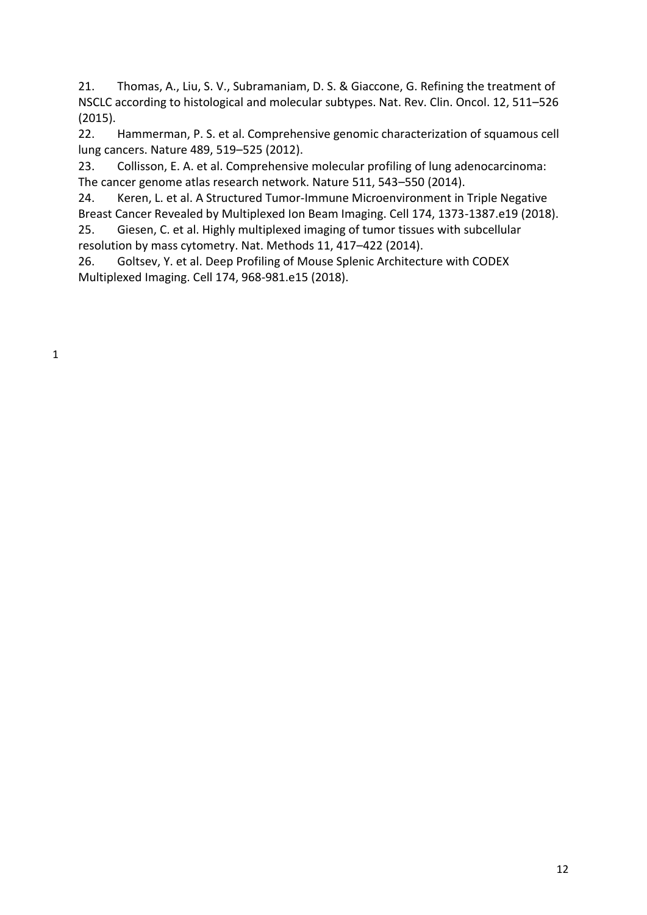21. Thomas, A., Liu, S. V., Subramaniam, D. S. & Giaccone, G. Refining the treatment of NSCLC according to histological and molecular subtypes. Nat. Rev. Clin. Oncol. 12, 511–526 (2015).
22. Hammerman, P. S. et al. Comprehensive genomic characterization of squamous cell lung cancers. Nature 489, 519–525 (2012).
23. Collisson, E. A. et al. Comprehensive molecular profiling of lung adenocarcinoma: The cancer genome atlas research network. Nature 511, 543–550 (2014).
24. Keren, L. et al. A Structured Tumor-Immune Microenvironment in Triple Negative Breast Cancer Revealed by Multiplexed Ion Beam Imaging. Cell 174, 1373-1387.e19 (2018).
25. Giesen, C. et al. Highly multiplexed imaging of tumor tissues with subcellular resolution by mass cytometry. Nat. Methods 11, 417–422 (2014).
26. Goltsev, Y. et al. Deep Profiling of Mouse Splenic Architecture with CODEX Multiplexed Imaging. Cell 174, 968-981.e15 (2018).

1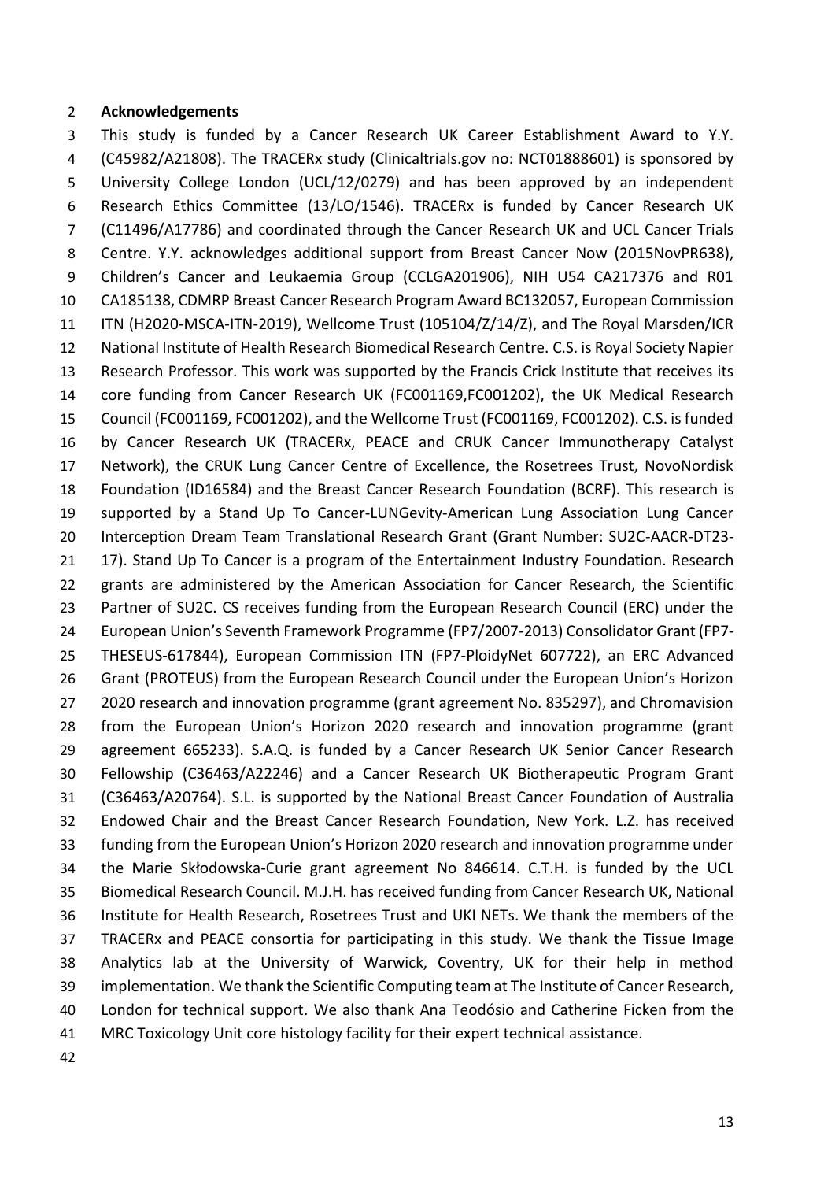## Acknowledgements

This study is funded by a Cancer Research UK Career Establishment Award to Y.Y. (C45982/A21808). The TRACERx study (Clinicaltrials.gov no: NCT01888601) is sponsored by University College London (UCL/12/0279) and has been approved by an independent Research Ethics Committee (13/LO/1546). TRACERx is funded by Cancer Research UK (C11496/A17786) and coordinated through the Cancer Research UK and UCL Cancer Trials Centre. Y.Y. acknowledges additional support from Breast Cancer Now (2015NovPR638), Children's Cancer and Leukaemia Group (CCLGA201906), NIH U54 CA217376 and R01 CA185138, CDMRP Breast Cancer Research Program Award BC132057, European Commission ITN (H2020-MSCA-ITN-2019), Wellcome Trust (105104/Z/14/Z), and The Royal Marsden/ICR National Institute of Health Research Biomedical Research Centre. C.S. is Royal Society Napier Research Professor. This work was supported by the Francis Crick Institute that receives its core funding from Cancer Research UK (FC001169,FC001202), the UK Medical Research Council (FC001169, FC001202), and the Wellcome Trust (FC001169, FC001202). C.S. is funded by Cancer Research UK (TRACERx, PEACE and CRUK Cancer Immunotherapy Catalyst Network), the CRUK Lung Cancer Centre of Excellence, the Rosetrees Trust, NovoNordisk Foundation (ID16584) and the Breast Cancer Research Foundation (BCRF). This research is supported by a Stand Up To Cancer-LUNGevity-American Lung Association Lung Cancer Interception Dream Team Translational Research Grant (Grant Number: SU2C-AACR-DT23-17). Stand Up To Cancer is a program of the Entertainment Industry Foundation. Research grants are administered by the American Association for Cancer Research, the Scientific Partner of SU2C. CS receives funding from the European Research Council (ERC) under the European Union's Seventh Framework Programme (FP7/2007-2013) Consolidator Grant (FP7-THESEUS-617844), European Commission ITN (FP7-PloidyNet 607722), an ERC Advanced Grant (PROTEUS) from the European Research Council under the European Union's Horizon 2020 research and innovation programme (grant agreement No. 835297), and Chromavision from the European Union's Horizon 2020 research and innovation programme (grant agreement 665233). S.A.Q. is funded by a Cancer Research UK Senior Cancer Research Fellowship (C36463/A22246) and a Cancer Research UK Biotherapeutic Program Grant (C36463/A20764). S.L. is supported by the National Breast Cancer Foundation of Australia Endowed Chair and the Breast Cancer Research Foundation, New York. L.Z. has received funding from the European Union's Horizon 2020 research and innovation programme under the Marie Skłodowska-Curie grant agreement No 846614. C.T.H. is funded by the UCL Biomedical Research Council. M.J.H. has received funding from Cancer Research UK, National Institute for Health Research, Rosetrees Trust and UKI NETs. We thank the members of the TRACERx and PEACE consortia for participating in this study. We thank the Tissue Image Analytics lab at the University of Warwick, Coventry, UK for their help in method implementation. We thank the Scientific Computing team at The Institute of Cancer Research, London for technical support. We also thank Ana Teodósio and Catherine Ficken from the MRC Toxicology Unit core histology facility for their expert technical assistance.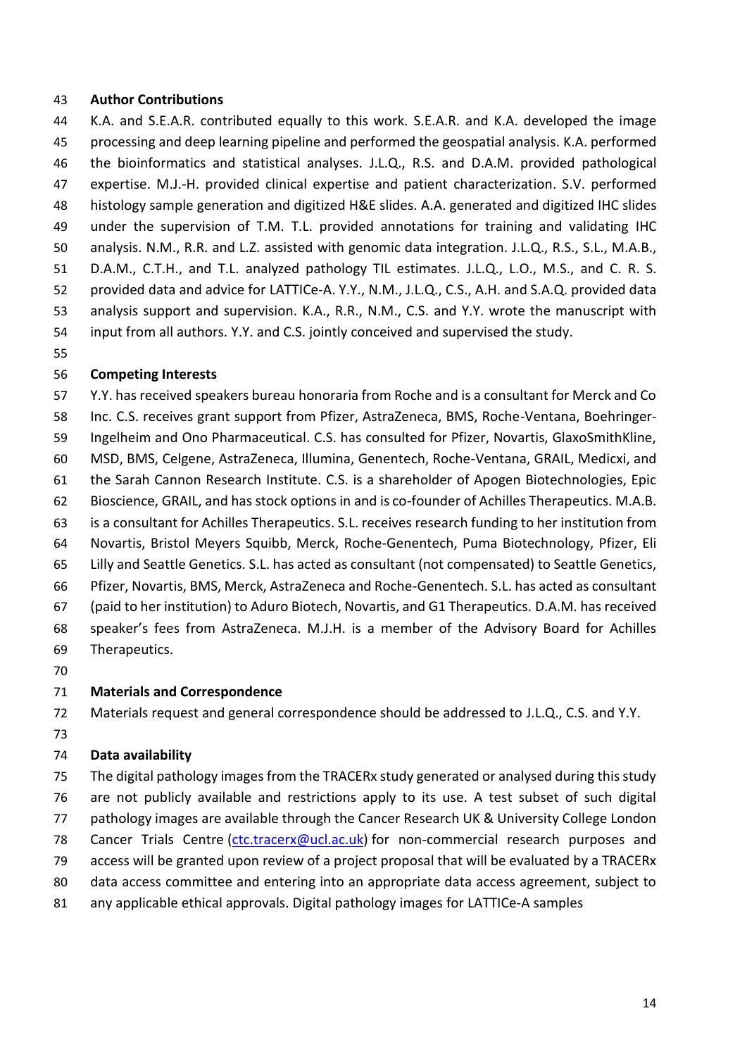## Author Contributions

K.A. and S.E.A.R. contributed equally to this work. S.E.A.R. and K.A. developed the image processing and deep learning pipeline and performed the geospatial analysis. K.A. performed the bioinformatics and statistical analyses. J.L.Q., R.S. and D.A.M. provided pathological expertise. M.J.-H. provided clinical expertise and patient characterization. S.V. performed histology sample generation and digitized H&E slides. A.A. generated and digitized IHC slides under the supervision of T.M. T.L. provided annotations for training and validating IHC analysis. N.M., R.R. and L.Z. assisted with genomic data integration. J.L.Q., R.S., S.L., M.A.B., D.A.M., C.T.H., and T.L. analyzed pathology TIL estimates. J.L.Q., L.O., M.S., and C. R. S. provided data and advice for LATTICe-A. Y.Y., N.M., J.L.Q., C.S., A.H. and S.A.Q. provided data analysis support and supervision. K.A., R.R., N.M., C.S. and Y.Y. wrote the manuscript with input from all authors. Y.Y. and C.S. jointly conceived and supervised the study.

## Competing Interests

Y.Y. has received speakers bureau honoraria from Roche and is a consultant for Merck and Co Inc. C.S. receives grant support from Pfizer, AstraZeneca, BMS, Roche-Ventana, Boehringer-Ingelheim and Ono Pharmaceutical. C.S. has consulted for Pfizer, Novartis, GlaxoSmithKline, MSD, BMS, Celgene, AstraZeneca, Illumina, Genentech, Roche-Ventana, GRAIL, Medicxi, and the Sarah Cannon Research Institute. C.S. is a shareholder of Apogen Biotechnologies, Epic Bioscience, GRAIL, and has stock options in and is co-founder of Achilles Therapeutics. M.A.B. is a consultant for Achilles Therapeutics. S.L. receives research funding to her institution from Novartis, Bristol Meyers Squibb, Merck, Roche-Genentech, Puma Biotechnology, Pfizer, Eli Lilly and Seattle Genetics. S.L. has acted as consultant (not compensated) to Seattle Genetics, Pfizer, Novartis, BMS, Merck, AstraZeneca and Roche-Genentech. S.L. has acted as consultant (paid to her institution) to Aduro Biotech, Novartis, and G1 Therapeutics. D.A.M. has received speaker's fees from AstraZeneca. M.J.H. is a member of the Advisory Board for Achilles Therapeutics.

## Materials and Correspondence

Materials request and general correspondence should be addressed to J.L.Q., C.S. and Y.Y.

## Data availability

The digital pathology images from the TRACERx study generated or analysed during this study are not publicly available and restrictions apply to its use. A test subset of such digital pathology images are available through the Cancer Research UK & University College London Cancer Trials Centre (ctc.tracerx@ucl.ac.uk) for non-commercial research purposes and access will be granted upon review of a project proposal that will be evaluated by a TRACERx data access committee and entering into an appropriate data access agreement, subject to any applicable ethical approvals. Digital pathology images for LATTICe-A samples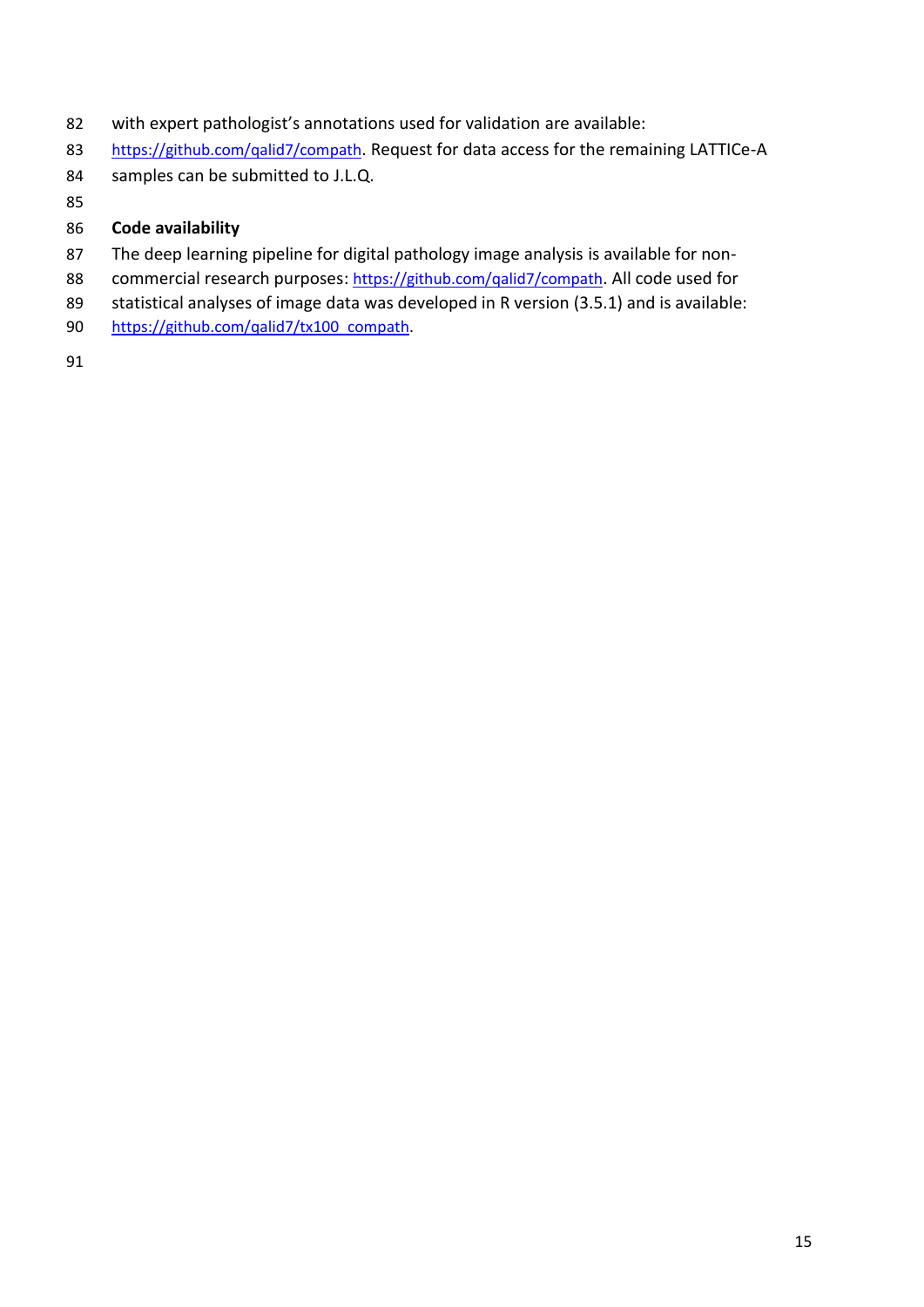with expert pathologist's annotations used for validation are available: https://github.com/qalid7/compath. Request for data access for the remaining LATTICe-A samples can be submitted to J.L.Q.

**Code availability**

The deep learning pipeline for digital pathology image analysis is available for non-commercial research purposes: https://github.com/qalid7/compath. All code used for statistical analyses of image data was developed in R version (3.5.1) and is available: https://github.com/qalid7/tx100_compath.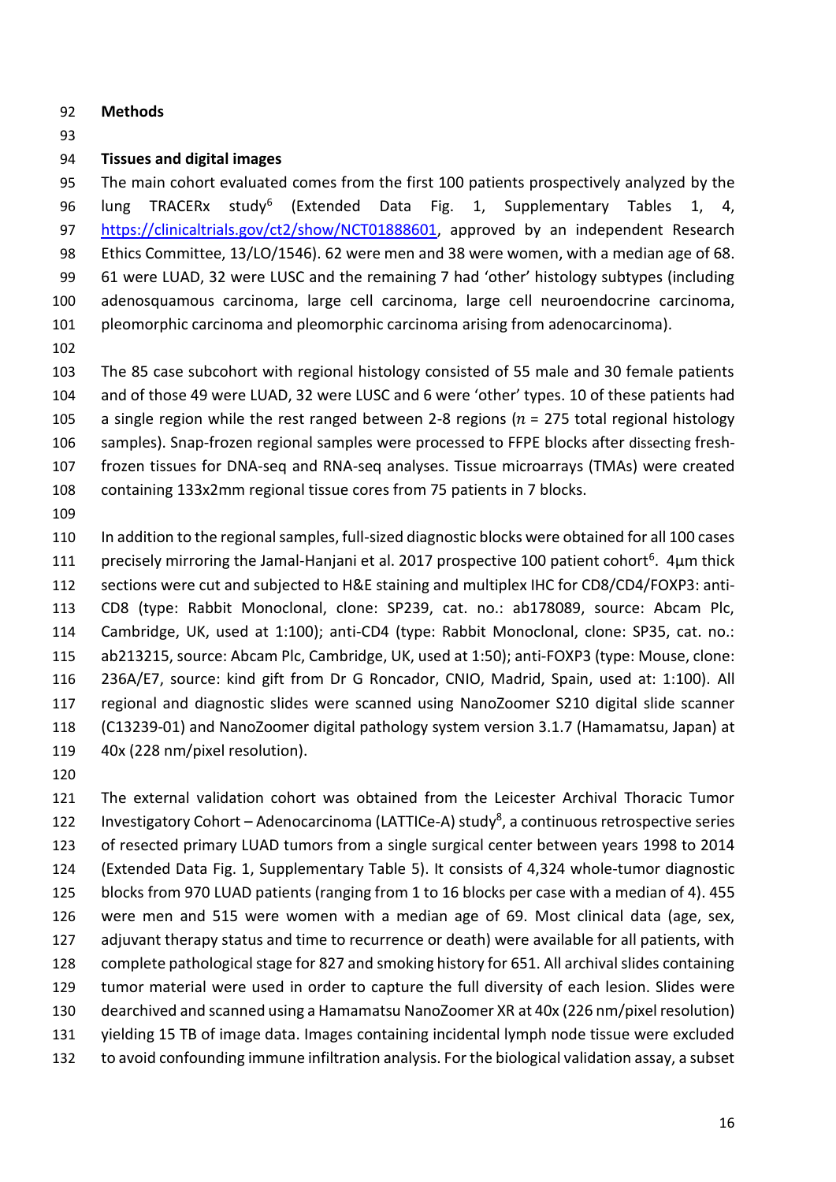## Methods

### Tissues and digital images

The main cohort evaluated comes from the first 100 patients prospectively analyzed by the lung TRACERx study[6] (Extended Data Fig. 1, Supplementary Tables 1, 4, https://clinicaltrials.gov/ct2/show/NCT01888601, approved by an independent Research Ethics Committee, 13/LO/1546). 62 were men and 38 were women, with a median age of 68. 61 were LUAD, 32 were LUSC and the remaining 7 had 'other' histology subtypes (including adenosquamous carcinoma, large cell carcinoma, large cell neuroendocrine carcinoma, pleomorphic carcinoma and pleomorphic carcinoma arising from adenocarcinoma).

The 85 case subcohort with regional histology consisted of 55 male and 30 female patients and of those 49 were LUAD, 32 were LUSC and 6 were 'other' types. 10 of these patients had a single region while the rest ranged between 2-8 regions ($n$ = 275 total regional histology samples). Snap-frozen regional samples were processed to FFPE blocks after dissecting fresh-frozen tissues for DNA-seq and RNA-seq analyses. Tissue microarrays (TMAs) were created containing 133x2mm regional tissue cores from 75 patients in 7 blocks.

In addition to the regional samples, full-sized diagnostic blocks were obtained for all 100 cases precisely mirroring the Jamal-Hanjani et al. 2017 prospective 100 patient cohort[6]. 4µm thick sections were cut and subjected to H&E staining and multiplex IHC for CD8/CD4/FOXP3: anti-CD8 (type: Rabbit Monoclonal, clone: SP239, cat. no.: ab178089, source: Abcam Plc, Cambridge, UK, used at 1:100); anti-CD4 (type: Rabbit Monoclonal, clone: SP35, cat. no.: ab213215, source: Abcam Plc, Cambridge, UK, used at 1:50); anti-FOXP3 (type: Mouse, clone: 236A/E7, source: kind gift from Dr G Roncador, CNIO, Madrid, Spain, used at: 1:100). All regional and diagnostic slides were scanned using NanoZoomer S210 digital slide scanner (C13239-01) and NanoZoomer digital pathology system version 3.1.7 (Hamamatsu, Japan) at 40x (228 nm/pixel resolution).

The external validation cohort was obtained from the Leicester Archival Thoracic Tumor Investigatory Cohort – Adenocarcinoma (LATTICe-A) study[8], a continuous retrospective series of resected primary LUAD tumors from a single surgical center between years 1998 to 2014 (Extended Data Fig. 1, Supplementary Table 5). It consists of 4,324 whole-tumor diagnostic blocks from 970 LUAD patients (ranging from 1 to 16 blocks per case with a median of 4). 455 were men and 515 were women with a median age of 69. Most clinical data (age, sex, adjuvant therapy status and time to recurrence or death) were available for all patients, with complete pathological stage for 827 and smoking history for 651. All archival slides containing tumor material were used in order to capture the full diversity of each lesion. Slides were dearchived and scanned using a Hamamatsu NanoZoomer XR at 40x (226 nm/pixel resolution) yielding 15 TB of image data. Images containing incidental lymph node tissue were excluded to avoid confounding immune infiltration analysis. For the biological validation assay, a subset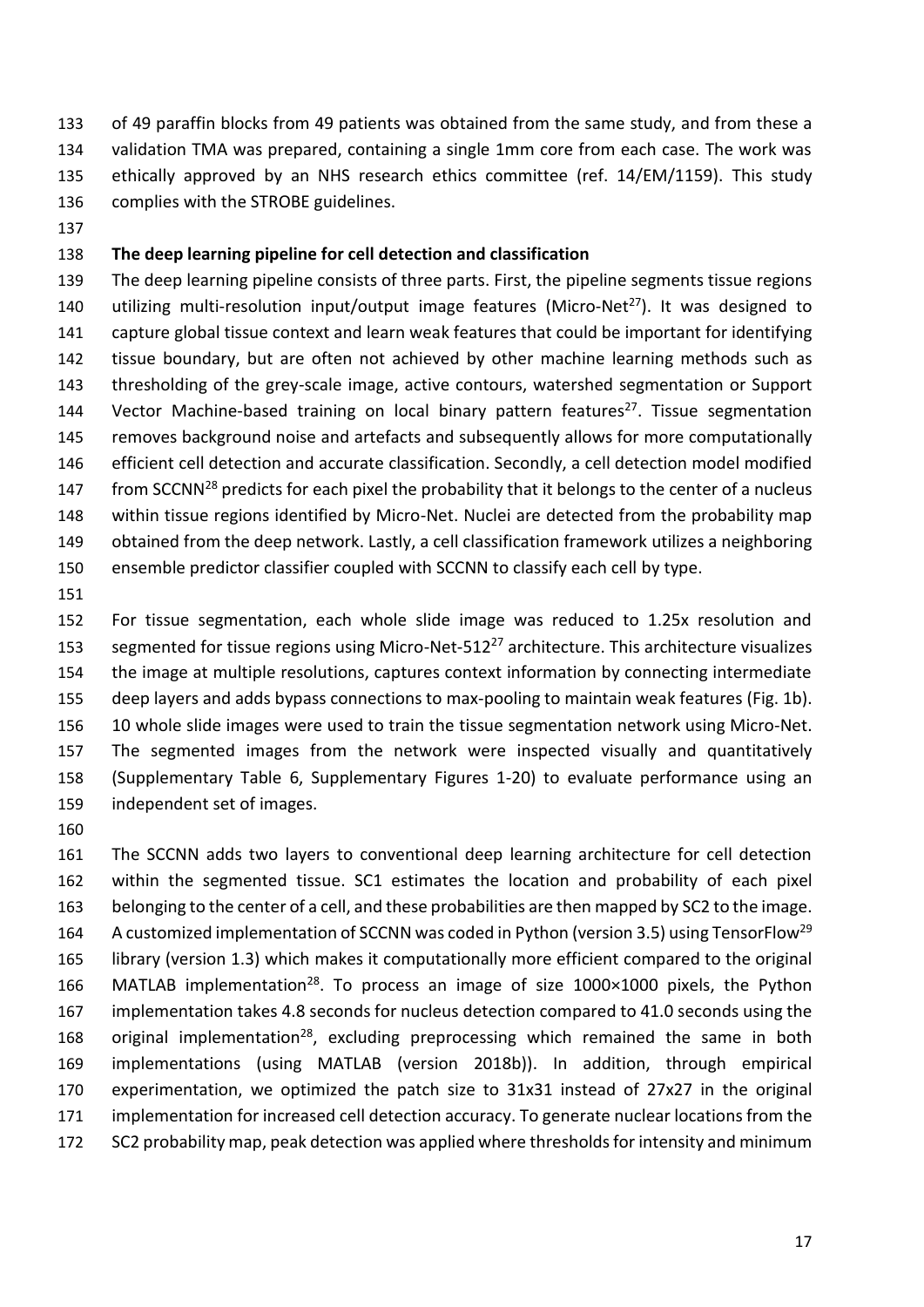of 49 paraffin blocks from 49 patients was obtained from the same study, and from these a validation TMA was prepared, containing a single 1mm core from each case. The work was ethically approved by an NHS research ethics committee (ref. 14/EM/1159). This study complies with the STROBE guidelines.

**The deep learning pipeline for cell detection and classification**

The deep learning pipeline consists of three parts. First, the pipeline segments tissue regions utilizing multi-resolution input/output image features (Micro-Net[27]). It was designed to capture global tissue context and learn weak features that could be important for identifying tissue boundary, but are often not achieved by other machine learning methods such as thresholding of the grey-scale image, active contours, watershed segmentation or Support Vector Machine-based training on local binary pattern features[27]. Tissue segmentation removes background noise and artefacts and subsequently allows for more computationally efficient cell detection and accurate classification. Secondly, a cell detection model modified from SCCNN[28] predicts for each pixel the probability that it belongs to the center of a nucleus within tissue regions identified by Micro-Net. Nuclei are detected from the probability map obtained from the deep network. Lastly, a cell classification framework utilizes a neighboring ensemble predictor classifier coupled with SCCNN to classify each cell by type.

For tissue segmentation, each whole slide image was reduced to 1.25x resolution and segmented for tissue regions using Micro-Net-512[27] architecture. This architecture visualizes the image at multiple resolutions, captures context information by connecting intermediate deep layers and adds bypass connections to max-pooling to maintain weak features (Fig. 1b). 10 whole slide images were used to train the tissue segmentation network using Micro-Net. The segmented images from the network were inspected visually and quantitatively (Supplementary Table 6, Supplementary Figures 1-20) to evaluate performance using an independent set of images.

The SCCNN adds two layers to conventional deep learning architecture for cell detection within the segmented tissue. SC1 estimates the location and probability of each pixel belonging to the center of a cell, and these probabilities are then mapped by SC2 to the image. A customized implementation of SCCNN was coded in Python (version 3.5) using TensorFlow[29] library (version 1.3) which makes it computationally more efficient compared to the original MATLAB implementation[28]. To process an image of size 1000×1000 pixels, the Python implementation takes 4.8 seconds for nucleus detection compared to 41.0 seconds using the original implementation[28], excluding preprocessing which remained the same in both implementations (using MATLAB (version 2018b)). In addition, through empirical experimentation, we optimized the patch size to 31x31 instead of 27x27 in the original implementation for increased cell detection accuracy. To generate nuclear locations from the SC2 probability map, peak detection was applied where thresholds for intensity and minimum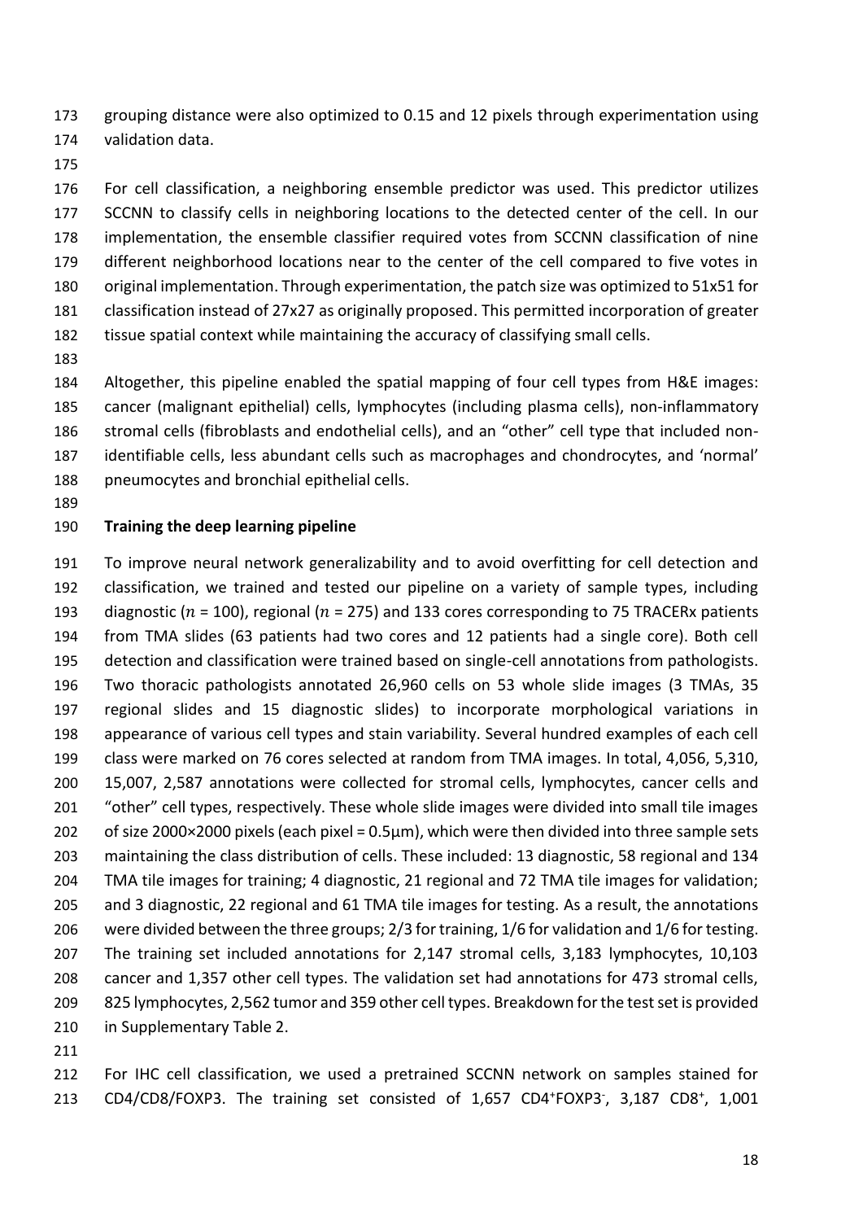grouping distance were also optimized to 0.15 and 12 pixels through experimentation using validation data.

For cell classification, a neighboring ensemble predictor was used. This predictor utilizes SCCNN to classify cells in neighboring locations to the detected center of the cell. In our implementation, the ensemble classifier required votes from SCCNN classification of nine different neighborhood locations near to the center of the cell compared to five votes in original implementation. Through experimentation, the patch size was optimized to 51x51 for classification instead of 27x27 as originally proposed. This permitted incorporation of greater tissue spatial context while maintaining the accuracy of classifying small cells.

Altogether, this pipeline enabled the spatial mapping of four cell types from H&E images: cancer (malignant epithelial) cells, lymphocytes (including plasma cells), non-inflammatory stromal cells (fibroblasts and endothelial cells), and an "other" cell type that included non-identifiable cells, less abundant cells such as macrophages and chondrocytes, and 'normal' pneumocytes and bronchial epithelial cells.

**Training the deep learning pipeline**

To improve neural network generalizability and to avoid overfitting for cell detection and classification, we trained and tested our pipeline on a variety of sample types, including diagnostic ($n$ = 100), regional ($n$ = 275) and 133 cores corresponding to 75 TRACERx patients from TMA slides (63 patients had two cores and 12 patients had a single core). Both cell detection and classification were trained based on single-cell annotations from pathologists. Two thoracic pathologists annotated 26,960 cells on 53 whole slide images (3 TMAs, 35 regional slides and 15 diagnostic slides) to incorporate morphological variations in appearance of various cell types and stain variability. Several hundred examples of each cell class were marked on 76 cores selected at random from TMA images. In total, 4,056, 5,310, 15,007, 2,587 annotations were collected for stromal cells, lymphocytes, cancer cells and "other" cell types, respectively. These whole slide images were divided into small tile images of size 2000×2000 pixels (each pixel = 0.5μm), which were then divided into three sample sets maintaining the class distribution of cells. These included: 13 diagnostic, 58 regional and 134 TMA tile images for training; 4 diagnostic, 21 regional and 72 TMA tile images for validation; and 3 diagnostic, 22 regional and 61 TMA tile images for testing. As a result, the annotations were divided between the three groups; 2/3 for training, 1/6 for validation and 1/6 for testing. The training set included annotations for 2,147 stromal cells, 3,183 lymphocytes, 10,103 cancer and 1,357 other cell types. The validation set had annotations for 473 stromal cells, 825 lymphocytes, 2,562 tumor and 359 other cell types. Breakdown for the test set is provided in Supplementary Table 2.

For IHC cell classification, we used a pretrained SCCNN network on samples stained for CD4/CD8/FOXP3. The training set consisted of 1,657 $CD4^{+}FOXP3^{-}$, 3,187 $CD8^{+}$, 1,001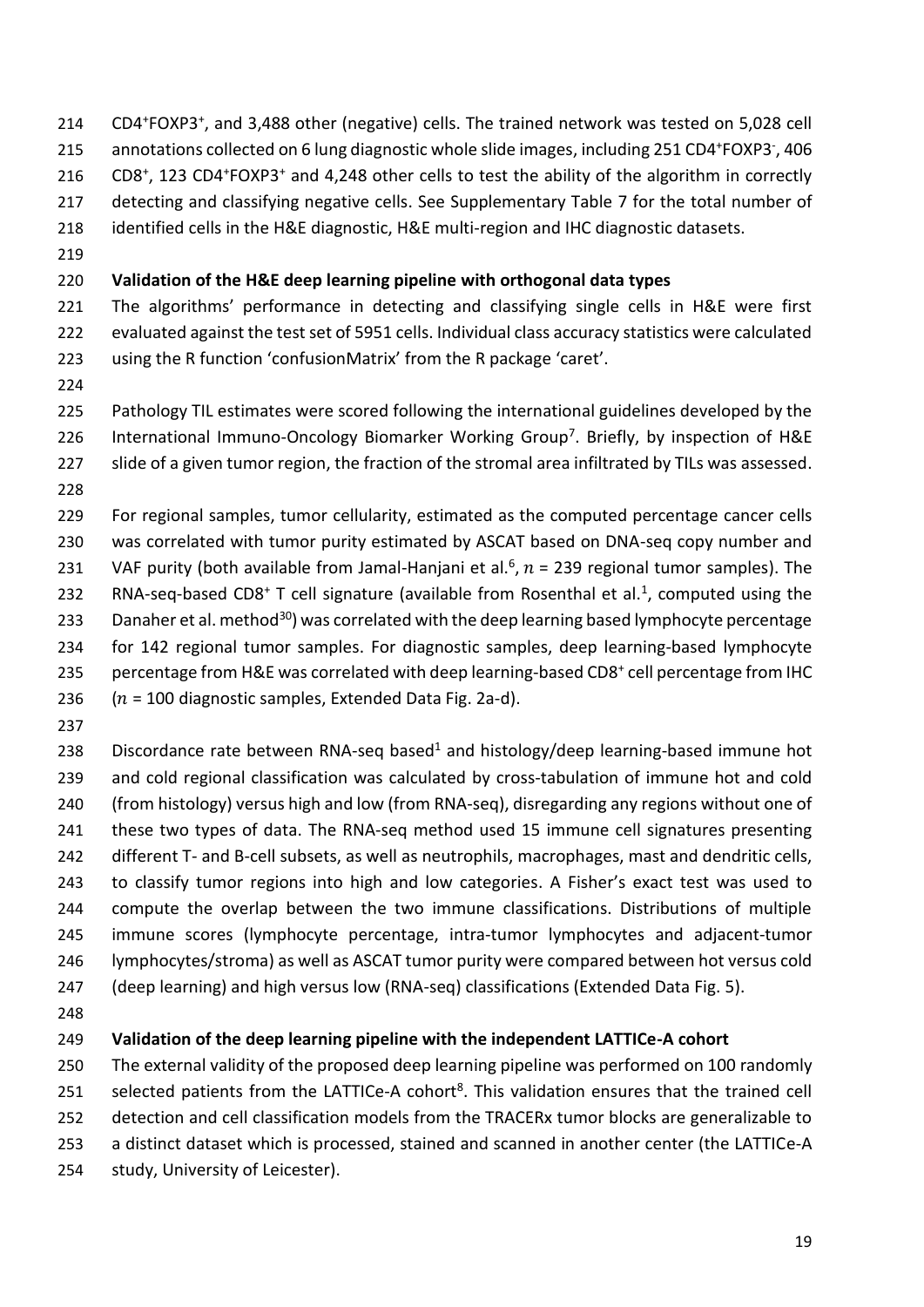$CD4^+FOXP3^+$, and 3,488 other (negative) cells. The trained network was tested on 5,028 cell annotations collected on 6 lung diagnostic whole slide images, including 251 $CD4^+FOXP3^-$, 406 $CD8^+$, 123 $CD4^+FOXP3^+$ and 4,248 other cells to test the ability of the algorithm in correctly detecting and classifying negative cells. See Supplementary Table 7 for the total number of identified cells in the H&E diagnostic, H&E multi-region and IHC diagnostic datasets.

**Validation of the H&E deep learning pipeline with orthogonal data types**

The algorithms' performance in detecting and classifying single cells in H&E were first evaluated against the test set of 5951 cells. Individual class accuracy statistics were calculated using the R function 'confusionMatrix' from the R package 'caret'.

Pathology TIL estimates were scored following the international guidelines developed by the International Immuno-Oncology Biomarker Working Group[7]. Briefly, by inspection of H&E slide of a given tumor region, the fraction of the stromal area infiltrated by TILs was assessed.

For regional samples, tumor cellularity, estimated as the computed percentage cancer cells was correlated with tumor purity estimated by ASCAT based on DNA-seq copy number and VAF purity (both available from Jamal-Hanjani et al.[6], $n$ = 239 regional tumor samples). The RNA-seq-based $CD8^+$ T cell signature (available from Rosenthal et al.[1], computed using the Danaher et al. method[30]) was correlated with the deep learning based lymphocyte percentage for 142 regional tumor samples. For diagnostic samples, deep learning-based lymphocyte percentage from H&E was correlated with deep learning-based $CD8^+$ cell percentage from IHC ($n$ = 100 diagnostic samples, Extended Data Fig. 2a-d).

Discordance rate between RNA-seq based[1] and histology/deep learning-based immune hot and cold regional classification was calculated by cross-tabulation of immune hot and cold (from histology) versus high and low (from RNA-seq), disregarding any regions without one of these two types of data. The RNA-seq method used 15 immune cell signatures presenting different T- and B-cell subsets, as well as neutrophils, macrophages, mast and dendritic cells, to classify tumor regions into high and low categories. A Fisher's exact test was used to compute the overlap between the two immune classifications. Distributions of multiple immune scores (lymphocyte percentage, intra-tumor lymphocytes and adjacent-tumor lymphocytes/stroma) as well as ASCAT tumor purity were compared between hot versus cold (deep learning) and high versus low (RNA-seq) classifications (Extended Data Fig. 5).

**Validation of the deep learning pipeline with the independent LATTICe-A cohort**

The external validity of the proposed deep learning pipeline was performed on 100 randomly selected patients from the LATTICe-A cohort[8]. This validation ensures that the trained cell detection and cell classification models from the TRACERx tumor blocks are generalizable to a distinct dataset which is processed, stained and scanned in another center (the LATTICe-A study, University of Leicester).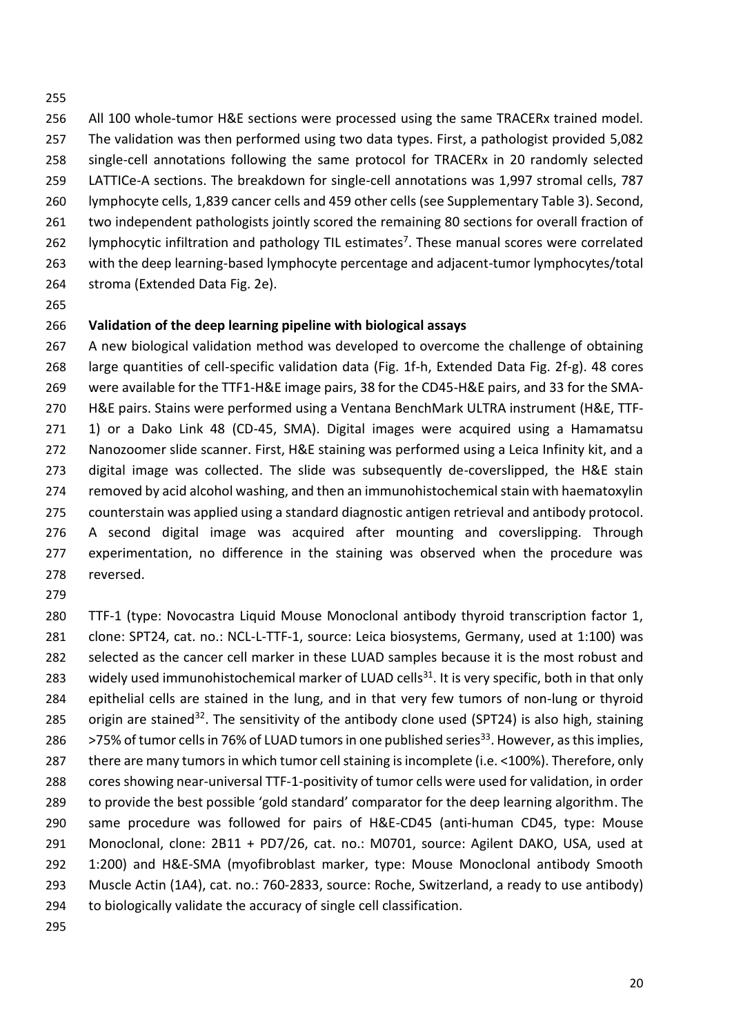All 100 whole-tumor H&E sections were processed using the same TRACERx trained model. The validation was then performed using two data types. First, a pathologist provided 5,082 single-cell annotations following the same protocol for TRACERx in 20 randomly selected LATTICe-A sections. The breakdown for single-cell annotations was 1,997 stromal cells, 787 lymphocyte cells, 1,839 cancer cells and 459 other cells (see Supplementary Table 3). Second, two independent pathologists jointly scored the remaining 80 sections for overall fraction of lymphocytic infiltration and pathology TIL estimates[7]. These manual scores were correlated with the deep learning-based lymphocyte percentage and adjacent-tumor lymphocytes/total stroma (Extended Data Fig. 2e).

**Validation of the deep learning pipeline with biological assays**

A new biological validation method was developed to overcome the challenge of obtaining large quantities of cell-specific validation data (Fig. 1f-h, Extended Data Fig. 2f-g). 48 cores were available for the TTF1-H&E image pairs, 38 for the CD45-H&E pairs, and 33 for the SMA-H&E pairs. Stains were performed using a Ventana BenchMark ULTRA instrument (H&E, TTF-1) or a Dako Link 48 (CD-45, SMA). Digital images were acquired using a Hamamatsu Nanozoomer slide scanner. First, H&E staining was performed using a Leica Infinity kit, and a digital image was collected. The slide was subsequently de-coverslipped, the H&E stain removed by acid alcohol washing, and then an immunohistochemical stain with haematoxylin counterstain was applied using a standard diagnostic antigen retrieval and antibody protocol. A second digital image was acquired after mounting and coverslipping. Through experimentation, no difference in the staining was observed when the procedure was reversed.

TTF-1 (type: Novocastra Liquid Mouse Monoclonal antibody thyroid transcription factor 1, clone: SPT24, cat. no.: NCL-L-TTF-1, source: Leica biosystems, Germany, used at 1:100) was selected as the cancer cell marker in these LUAD samples because it is the most robust and widely used immunohistochemical marker of LUAD cells[31]. It is very specific, both in that only epithelial cells are stained in the lung, and in that very few tumors of non-lung or thyroid origin are stained[32]. The sensitivity of the antibody clone used (SPT24) is also high, staining >75% of tumor cells in 76% of LUAD tumors in one published series[33]. However, as this implies, there are many tumors in which tumor cell staining is incomplete (i.e. <100%). Therefore, only cores showing near-universal TTF-1-positivity of tumor cells were used for validation, in order to provide the best possible 'gold standard' comparator for the deep learning algorithm. The same procedure was followed for pairs of H&E-CD45 (anti-human CD45, type: Mouse Monoclonal, clone: 2B11 + PD7/26, cat. no.: M0701, source: Agilent DAKO, USA, used at 1:200) and H&E-SMA (myofibroblast marker, type: Mouse Monoclonal antibody Smooth Muscle Actin (1A4), cat. no.: 760-2833, source: Roche, Switzerland, a ready to use antibody) to biologically validate the accuracy of single cell classification.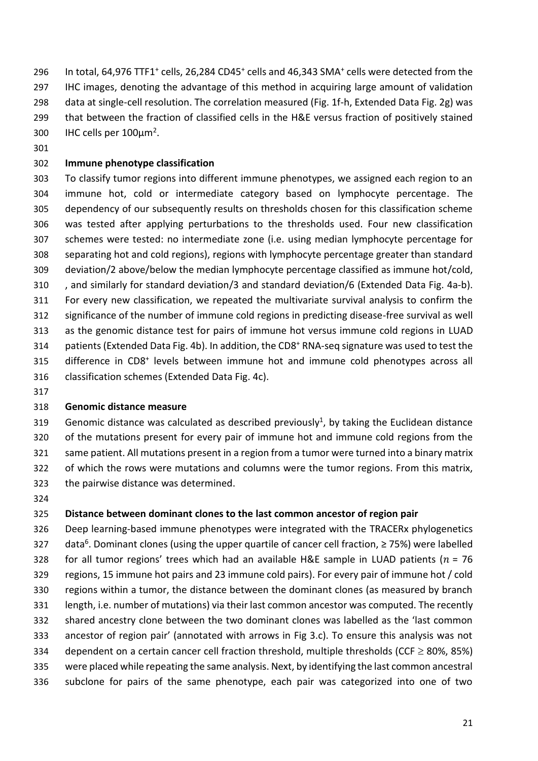In total, 64,976 TTF1$^{+}$ cells, 26,284 CD45$^{+}$ cells and 46,343 SMA$^{+}$ cells were detected from the IHC images, denoting the advantage of this method in acquiring large amount of validation data at single-cell resolution. The correlation measured (Fig. 1f-h, Extended Data Fig. 2g) was that between the fraction of classified cells in the H&E versus fraction of positively stained IHC cells per 100µm$^2$.

## Immune phenotype classification

To classify tumor regions into different immune phenotypes, we assigned each region to an immune hot, cold or intermediate category based on lymphocyte percentage. The dependency of our subsequently results on thresholds chosen for this classification scheme was tested after applying perturbations to the thresholds used. Four new classification schemes were tested: no intermediate zone (i.e. using median lymphocyte percentage for separating hot and cold regions), regions with lymphocyte percentage greater than standard deviation/2 above/below the median lymphocyte percentage classified as immune hot/cold, , and similarly for standard deviation/3 and standard deviation/6 (Extended Data Fig. 4a-b). For every new classification, we repeated the multivariate survival analysis to confirm the significance of the number of immune cold regions in predicting disease-free survival as well as the genomic distance test for pairs of immune hot versus immune cold regions in LUAD patients (Extended Data Fig. 4b). In addition, the CD8$^{+}$ RNA-seq signature was used to test the difference in CD8$^{+}$ levels between immune hot and immune cold phenotypes across all classification schemes (Extended Data Fig. 4c).

## Genomic distance measure

Genomic distance was calculated as described previously[1], by taking the Euclidean distance of the mutations present for every pair of immune hot and immune cold regions from the same patient. All mutations present in a region from a tumor were turned into a binary matrix of which the rows were mutations and columns were the tumor regions. From this matrix, the pairwise distance was determined.

## Distance between dominant clones to the last common ancestor of region pair

Deep learning-based immune phenotypes were integrated with the TRACERx phylogenetics data[6]. Dominant clones (using the upper quartile of cancer cell fraction, ≥ 75%) were labelled for all tumor regions' trees which had an available H&E sample in LUAD patients ($n$ = 76 regions, 15 immune hot pairs and 23 immune cold pairs). For every pair of immune hot / cold regions within a tumor, the distance between the dominant clones (as measured by branch length, i.e. number of mutations) via their last common ancestor was computed. The recently shared ancestry clone between the two dominant clones was labelled as the 'last common ancestor of region pair' (annotated with arrows in Fig 3.c). To ensure this analysis was not dependent on a certain cancer cell fraction threshold, multiple thresholds (CCF $\geq$ 80%, 85%) were placed while repeating the same analysis. Next, by identifying the last common ancestral subclone for pairs of the same phenotype, each pair was categorized into one of two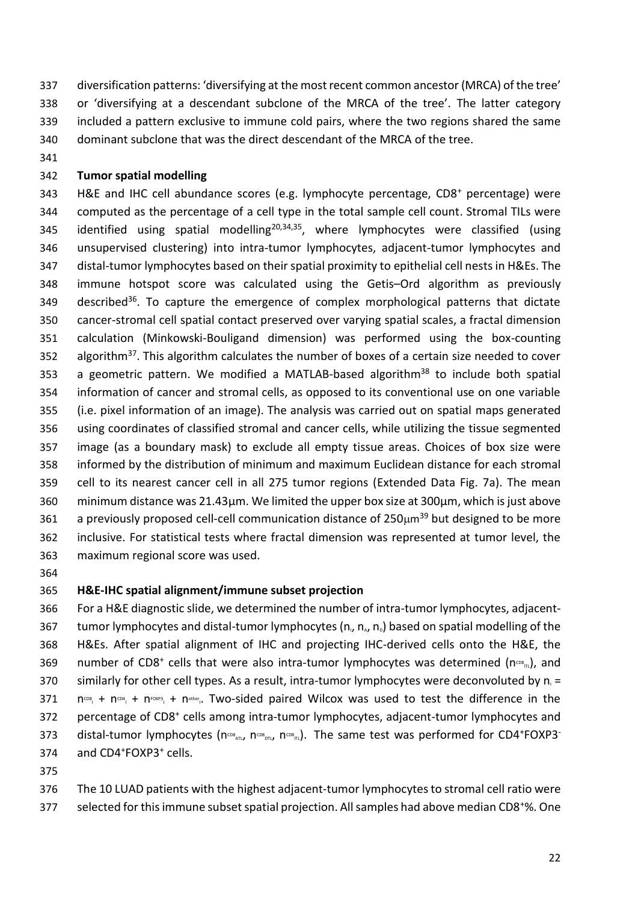diversification patterns: 'diversifying at the most recent common ancestor (MRCA) of the tree' or 'diversifying at a descendant subclone of the MRCA of the tree'. The latter category included a pattern exclusive to immune cold pairs, where the two regions shared the same dominant subclone that was the direct descendant of the MRCA of the tree.

**Tumor spatial modelling**

H&E and IHC cell abundance scores (e.g. lymphocyte percentage, CD8$^+$ percentage) were computed as the percentage of a cell type in the total sample cell count. Stromal TILs were identified using spatial modelling[20,34,35], where lymphocytes were classified (using unsupervised clustering) into intra-tumor lymphocytes, adjacent-tumor lymphocytes and distal-tumor lymphocytes based on their spatial proximity to epithelial cell nests in H&Es. The immune hotspot score was calculated using the Getis–Ord algorithm as previously described[36]. To capture the emergence of complex morphological patterns that dictate cancer-stromal cell spatial contact preserved over varying spatial scales, a fractal dimension calculation (Minkowski-Bouligand dimension) was performed using the box-counting algorithm[37]. This algorithm calculates the number of boxes of a certain size needed to cover a geometric pattern. We modified a MATLAB-based algorithm[38] to include both spatial information of cancer and stromal cells, as opposed to its conventional use on one variable (i.e. pixel information of an image). The analysis was carried out on spatial maps generated using coordinates of classified stromal and cancer cells, while utilizing the tissue segmented image (as a boundary mask) to exclude all empty tissue areas. Choices of box size were informed by the distribution of minimum and maximum Euclidean distance for each stromal cell to its nearest cancer cell in all 275 tumor regions (Extended Data Fig. 7a). The mean minimum distance was 21.43µm. We limited the upper box size at 300µm, which is just above a previously proposed cell-cell communication distance of 250µm[39] but designed to be more inclusive. For statistical tests where fractal dimension was represented at tumor level, the maximum regional score was used.

**H&E-IHC spatial alignment/immune subset projection**

For a H&E diagnostic slide, we determined the number of intra-tumor lymphocytes, adjacent-tumor lymphocytes and distal-tumor lymphocytes ($n_I$, $n_A$, $n_D$) based on spatial modelling of the H&Es. After spatial alignment of IHC and projecting IHC-derived cells onto the H&E, the number of CD8$^+$ cells that were also intra-tumor lymphocytes was determined ($n^{CD8}_{ITL}$), and similarly for other cell types. As a result, intra-tumor lymphocytes were deconvoluted by $n_I = n^{CD8}_I + n^{CD4}_I + n^{FOXP3}_I + n^{other}_I$. Two-sided paired Wilcox was used to test the difference in the percentage of CD8$^+$ cells among intra-tumor lymphocytes, adjacent-tumor lymphocytes and distal-tumor lymphocytes ($n^{CD8}_{ATL}$, $n^{CD8}_{DTL}$, $n^{CD8}_{ITL}$). The same test was performed for CD4$^+$FOXP3$^-$ and CD4$^+$FOXP3$^+$ cells.

The 10 LUAD patients with the highest adjacent-tumor lymphocytes to stromal cell ratio were selected for this immune subset spatial projection. All samples had above median CD8$^+$%. One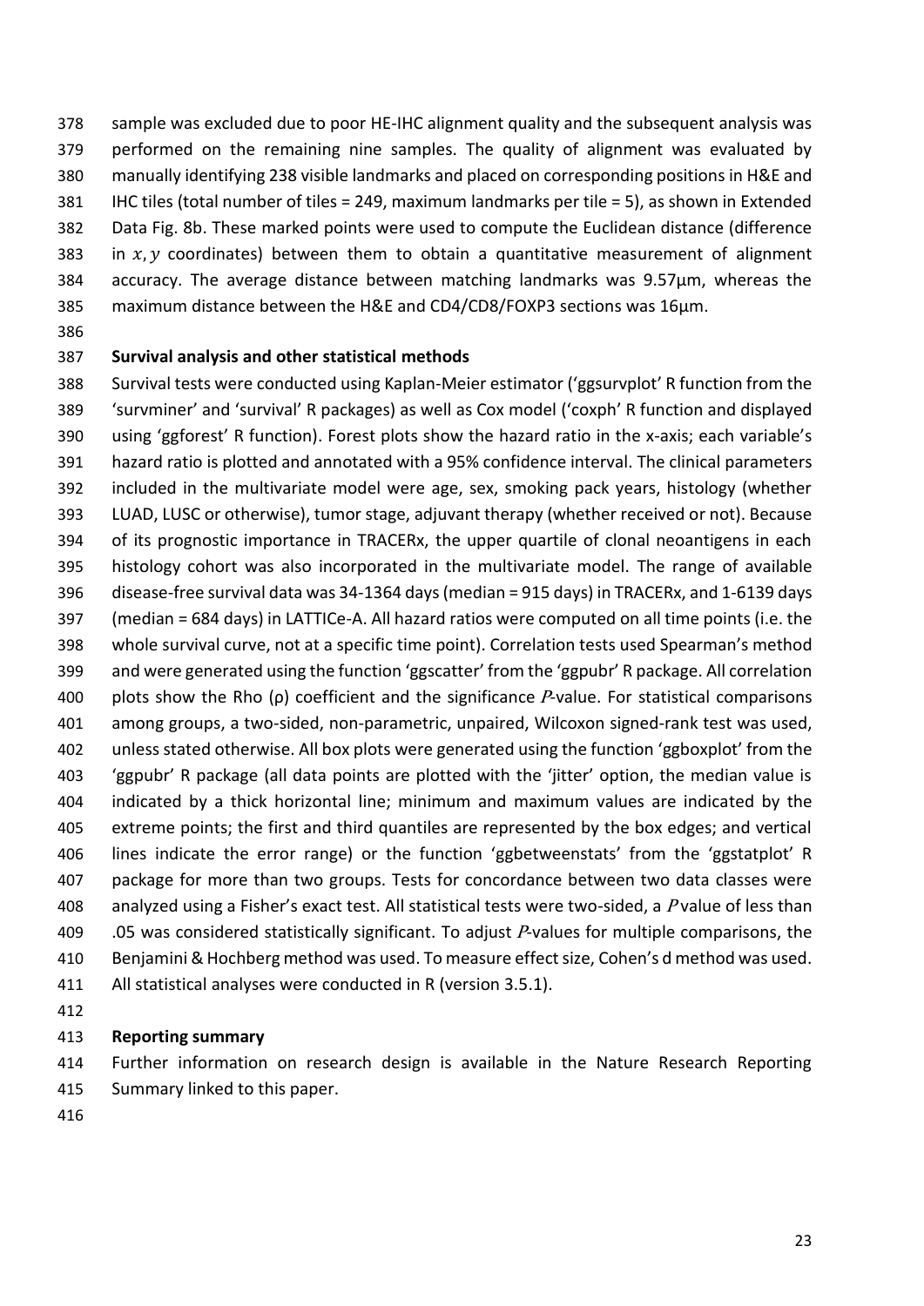sample was excluded due to poor HE-IHC alignment quality and the subsequent analysis was performed on the remaining nine samples. The quality of alignment was evaluated by manually identifying 238 visible landmarks and placed on corresponding positions in H&E and IHC tiles (total number of tiles = 249, maximum landmarks per tile = 5), as shown in Extended Data Fig. 8b. These marked points were used to compute the Euclidean distance (difference in $x, y$ coordinates) between them to obtain a quantitative measurement of alignment accuracy. The average distance between matching landmarks was 9.57µm, whereas the maximum distance between the H&E and CD4/CD8/FOXP3 sections was 16µm.

## Survival analysis and other statistical methods

Survival tests were conducted using Kaplan-Meier estimator ('ggsurvplot' R function from the 'survminer' and 'survival' R packages) as well as Cox model ('coxph' R function and displayed using 'ggforest' R function). Forest plots show the hazard ratio in the x-axis; each variable's hazard ratio is plotted and annotated with a 95% confidence interval. The clinical parameters included in the multivariate model were age, sex, smoking pack years, histology (whether LUAD, LUSC or otherwise), tumor stage, adjuvant therapy (whether received or not). Because of its prognostic importance in TRACERx, the upper quartile of clonal neoantigens in each histology cohort was also incorporated in the multivariate model. The range of available disease-free survival data was 34-1364 days (median = 915 days) in TRACERx, and 1-6139 days (median = 684 days) in LATTICe-A. All hazard ratios were computed on all time points (i.e. the whole survival curve, not at a specific time point). Correlation tests used Spearman's method and were generated using the function 'ggscatter' from the 'ggpubr' R package. All correlation plots show the Rho (ρ) coefficient and the significance $P$-value. For statistical comparisons among groups, a two-sided, non-parametric, unpaired, Wilcoxon signed-rank test was used, unless stated otherwise. All box plots were generated using the function 'ggboxplot' from the 'ggpubr' R package (all data points are plotted with the 'jitter' option, the median value is indicated by a thick horizontal line; minimum and maximum values are indicated by the extreme points; the first and third quantiles are represented by the box edges; and vertical lines indicate the error range) or the function 'ggbetweenstats' from the 'ggstatplot' R package for more than two groups. Tests for concordance between two data classes were analyzed using a Fisher's exact test. All statistical tests were two-sided, a $P$ value of less than .05 was considered statistically significant. To adjust $P$-values for multiple comparisons, the Benjamini & Hochberg method was used. To measure effect size, Cohen's d method was used. All statistical analyses were conducted in R (version 3.5.1).

## Reporting summary

Further information on research design is available in the Nature Research Reporting Summary linked to this paper.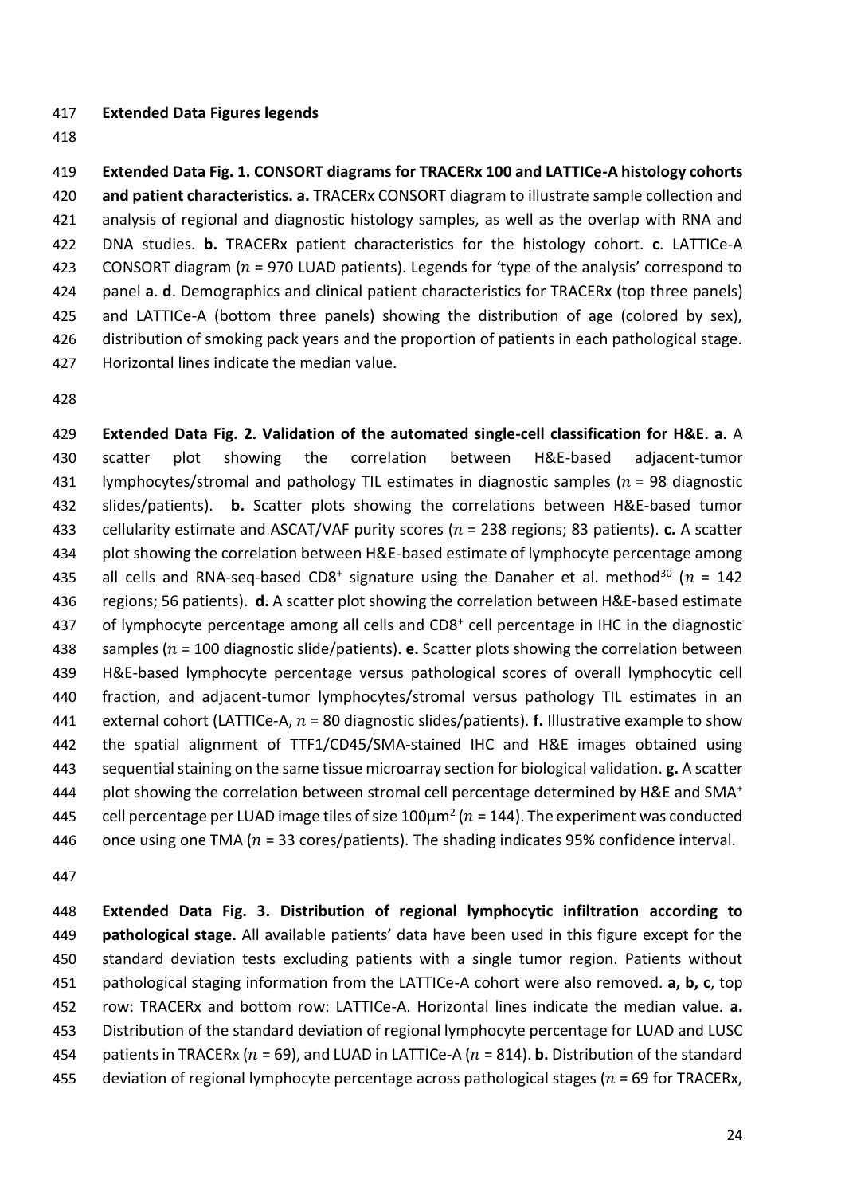## Extended Data Figures legends

**Extended Data Fig. 1. CONSORT diagrams for TRACERx 100 and LATTICe-A histology cohorts and patient characteristics. a.** TRACERx CONSORT diagram to illustrate sample collection and analysis of regional and diagnostic histology samples, as well as the overlap with RNA and DNA studies. **b.** TRACERx patient characteristics for the histology cohort. **c**. LATTICe-A CONSORT diagram ($n$ = 970 LUAD patients). Legends for 'type of the analysis' correspond to panel **a**. **d**. Demographics and clinical patient characteristics for TRACERx (top three panels) and LATTICe-A (bottom three panels) showing the distribution of age (colored by sex), distribution of smoking pack years and the proportion of patients in each pathological stage. Horizontal lines indicate the median value.

**Extended Data Fig. 2. Validation of the automated single-cell classification for H&E. a.** A scatter plot showing the correlation between H&E-based adjacent-tumor lymphocytes/stromal and pathology TIL estimates in diagnostic samples ($n$ = 98 diagnostic slides/patients). **b.** Scatter plots showing the correlations between H&E-based tumor cellularity estimate and ASCAT/VAF purity scores ($n$ = 238 regions; 83 patients). **c.** A scatter plot showing the correlation between H&E-based estimate of lymphocyte percentage among all cells and RNA-seq-based CD8⁺ signature using the Danaher et al. method[30] ($n$ = 142 regions; 56 patients). **d.** A scatter plot showing the correlation between H&E-based estimate of lymphocyte percentage among all cells and CD8⁺ cell percentage in IHC in the diagnostic samples ($n$ = 100 diagnostic slide/patients). **e.** Scatter plots showing the correlation between H&E-based lymphocyte percentage versus pathological scores of overall lymphocytic cell fraction, and adjacent-tumor lymphocytes/stromal versus pathology TIL estimates in an external cohort (LATTICe-A, $n$ = 80 diagnostic slides/patients). **f.** Illustrative example to show the spatial alignment of TTF1/CD45/SMA-stained IHC and H&E images obtained using sequential staining on the same tissue microarray section for biological validation. **g.** A scatter plot showing the correlation between stromal cell percentage determined by H&E and SMA⁺ cell percentage per LUAD image tiles of size 100μm$^2$ ($n$ = 144). The experiment was conducted once using one TMA ($n$ = 33 cores/patients). The shading indicates 95% confidence interval.

**Extended Data Fig. 3. Distribution of regional lymphocytic infiltration according to pathological stage.** All available patients' data have been used in this figure except for the standard deviation tests excluding patients with a single tumor region. Patients without pathological staging information from the LATTICe-A cohort were also removed. **a, b, c**, top row: TRACERx and bottom row: LATTICe-A. Horizontal lines indicate the median value. **a.** Distribution of the standard deviation of regional lymphocyte percentage for LUAD and LUSC patients in TRACERx ($n$ = 69), and LUAD in LATTICe-A ($n$ = 814). **b.** Distribution of the standard deviation of regional lymphocyte percentage across pathological stages ($n$ = 69 for TRACERx,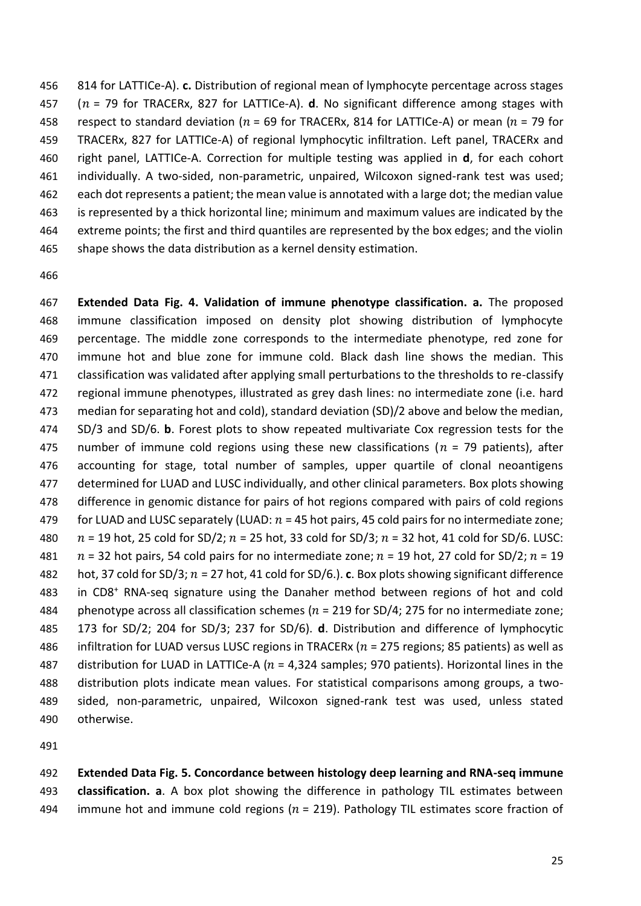814 for LATTICe-A). **c.** Distribution of regional mean of lymphocyte percentage across stages ($n$ = 79 for TRACERx, 827 for LATTICe-A). **d**. No significant difference among stages with respect to standard deviation ($n$ = 69 for TRACERx, 814 for LATTICe-A) or mean ($n$ = 79 for TRACERx, 827 for LATTICe-A) of regional lymphocytic infiltration. Left panel, TRACERx and right panel, LATTICe-A. Correction for multiple testing was applied in **d**, for each cohort individually. A two-sided, non-parametric, unpaired, Wilcoxon signed-rank test was used; each dot represents a patient; the mean value is annotated with a large dot; the median value is represented by a thick horizontal line; minimum and maximum values are indicated by the extreme points; the first and third quantiles are represented by the box edges; and the violin shape shows the data distribution as a kernel density estimation.

**Extended Data Fig. 4. Validation of immune phenotype classification. a.** The proposed immune classification imposed on density plot showing distribution of lymphocyte percentage. The middle zone corresponds to the intermediate phenotype, red zone for immune hot and blue zone for immune cold. Black dash line shows the median. This classification was validated after applying small perturbations to the thresholds to re-classify regional immune phenotypes, illustrated as grey dash lines: no intermediate zone (i.e. hard median for separating hot and cold), standard deviation (SD)/2 above and below the median, SD/3 and SD/6. **b**. Forest plots to show repeated multivariate Cox regression tests for the number of immune cold regions using these new classifications ($n$ = 79 patients), after accounting for stage, total number of samples, upper quartile of clonal neoantigens determined for LUAD and LUSC individually, and other clinical parameters. Box plots showing difference in genomic distance for pairs of hot regions compared with pairs of cold regions for LUAD and LUSC separately (LUAD: $n$ = 45 hot pairs, 45 cold pairs for no intermediate zone; $n$ = 19 hot, 25 cold for SD/2; $n$ = 25 hot, 33 cold for SD/3; $n$ = 32 hot, 41 cold for SD/6. LUSC: $n$ = 32 hot pairs, 54 cold pairs for no intermediate zone; $n$ = 19 hot, 27 cold for SD/2; $n$ = 19 hot, 37 cold for SD/3; $n$ = 27 hot, 41 cold for SD/6.). **c**. Box plots showing significant difference in $CD8^+$ RNA-seq signature using the Danaher method between regions of hot and cold phenotype across all classification schemes ($n$ = 219 for SD/4; 275 for no intermediate zone; 173 for SD/2; 204 for SD/3; 237 for SD/6). **d**. Distribution and difference of lymphocytic infiltration for LUAD versus LUSC regions in TRACERx ($n$ = 275 regions; 85 patients) as well as distribution for LUAD in LATTICe-A ($n$ = 4,324 samples; 970 patients). Horizontal lines in the distribution plots indicate mean values. For statistical comparisons among groups, a two-sided, non-parametric, unpaired, Wilcoxon signed-rank test was used, unless stated otherwise.

**Extended Data Fig. 5. Concordance between histology deep learning and RNA-seq immune classification. a**. A box plot showing the difference in pathology TIL estimates between immune hot and immune cold regions ($n$ = 219). Pathology TIL estimates score fraction of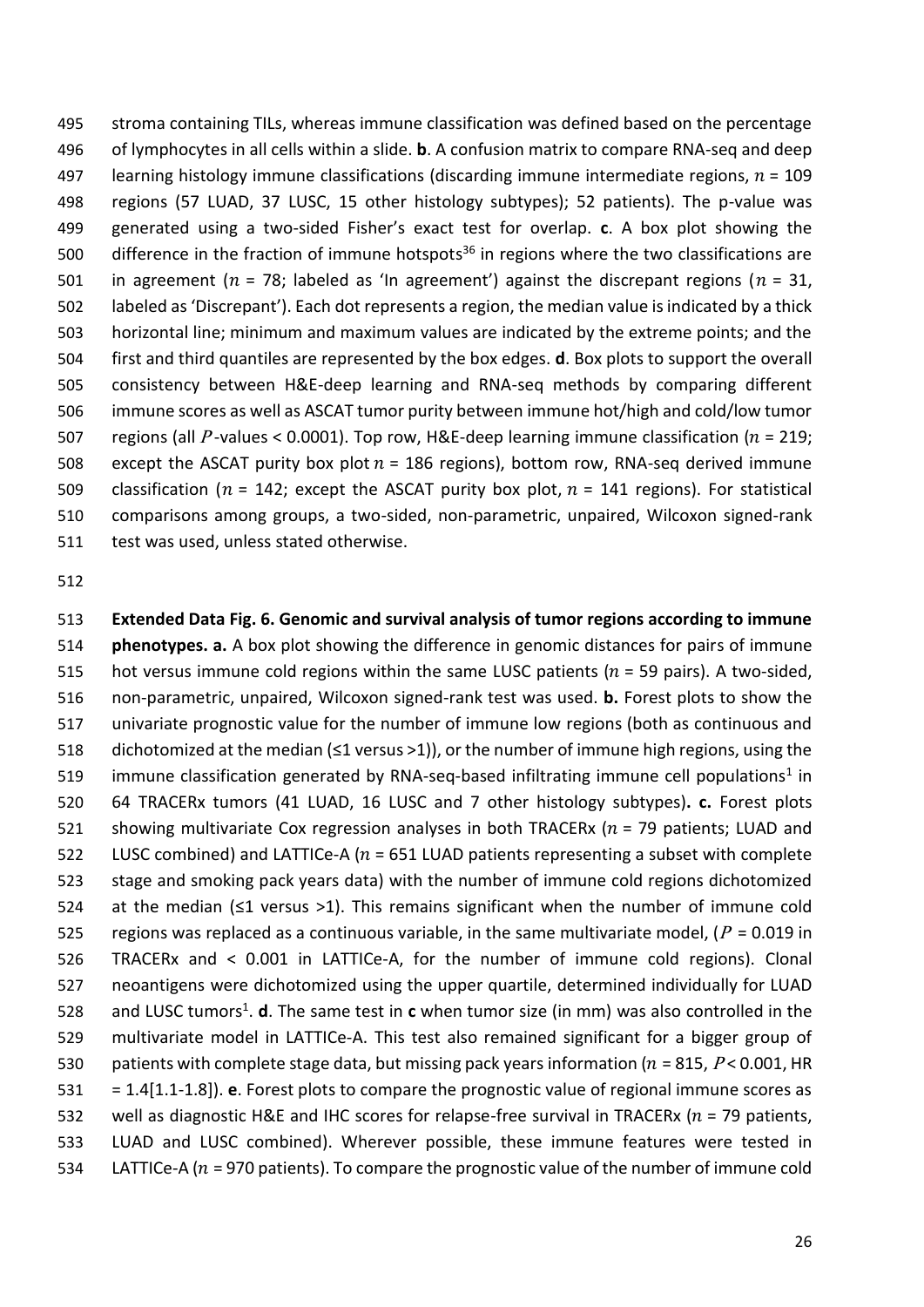stroma containing TILs, whereas immune classification was defined based on the percentage of lymphocytes in all cells within a slide. **b**. A confusion matrix to compare RNA-seq and deep learning histology immune classifications (discarding immune intermediate regions, $n$ = 109 regions (57 LUAD, 37 LUSC, 15 other histology subtypes); 52 patients). The p-value was generated using a two-sided Fisher's exact test for overlap. **c**. A box plot showing the difference in the fraction of immune hotspots[36] in regions where the two classifications are in agreement ($n$ = 78; labeled as 'In agreement') against the discrepant regions ($n$ = 31, labeled as 'Discrepant'). Each dot represents a region, the median value is indicated by a thick horizontal line; minimum and maximum values are indicated by the extreme points; and the first and third quantiles are represented by the box edges. **d**. Box plots to support the overall consistency between H&E-deep learning and RNA-seq methods by comparing different immune scores as well as ASCAT tumor purity between immune hot/high and cold/low tumor regions (all $P$-values < 0.0001). Top row, H&E-deep learning immune classification ($n$ = 219; except the ASCAT purity box plot $n$ = 186 regions), bottom row, RNA-seq derived immune classification ($n$ = 142; except the ASCAT purity box plot, $n$ = 141 regions). For statistical comparisons among groups, a two-sided, non-parametric, unpaired, Wilcoxon signed-rank test was used, unless stated otherwise.

**Extended Data Fig. 6. Genomic and survival analysis of tumor regions according to immune phenotypes. a.** A box plot showing the difference in genomic distances for pairs of immune hot versus immune cold regions within the same LUSC patients ($n$ = 59 pairs). A two-sided, non-parametric, unpaired, Wilcoxon signed-rank test was used. **b.** Forest plots to show the univariate prognostic value for the number of immune low regions (both as continuous and dichotomized at the median (≤1 versus >1)), or the number of immune high regions, using the immune classification generated by RNA-seq-based infiltrating immune cell populations[1] in 64 TRACERx tumors (41 LUAD, 16 LUSC and 7 other histology subtypes)**. c.** Forest plots showing multivariate Cox regression analyses in both TRACERx ($n$ = 79 patients; LUAD and LUSC combined) and LATTICe-A ($n$ = 651 LUAD patients representing a subset with complete stage and smoking pack years data) with the number of immune cold regions dichotomized at the median (≤1 versus >1). This remains significant when the number of immune cold regions was replaced as a continuous variable, in the same multivariate model, ($P$ = 0.019 in TRACERx and < 0.001 in LATTICe-A, for the number of immune cold regions). Clonal neoantigens were dichotomized using the upper quartile, determined individually for LUAD and LUSC tumors[1]. **d**. The same test in **c** when tumor size (in mm) was also controlled in the multivariate model in LATTICe-A. This test also remained significant for a bigger group of patients with complete stage data, but missing pack years information ($n$ = 815, $P$ < 0.001, HR = 1.4[1.1-1.8]). **e**. Forest plots to compare the prognostic value of regional immune scores as well as diagnostic H&E and IHC scores for relapse-free survival in TRACERx ($n$ = 79 patients, LUAD and LUSC combined). Wherever possible, these immune features were tested in LATTICe-A ($n$ = 970 patients). To compare the prognostic value of the number of immune cold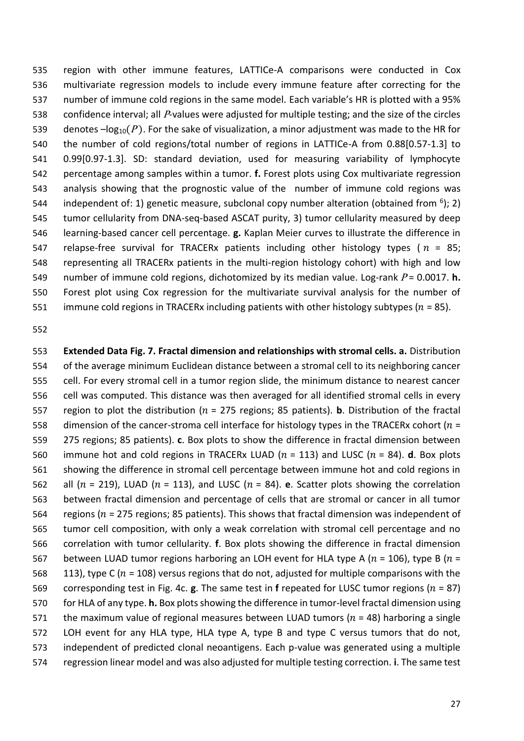region with other immune features, LATTICe-A comparisons were conducted in Cox multivariate regression models to include every immune feature after correcting for the number of immune cold regions in the same model. Each variable's HR is plotted with a 95% confidence interval; all $P$-values were adjusted for multiple testing; and the size of the circles denotes $-\log_{10}(P)$. For the sake of visualization, a minor adjustment was made to the HR for the number of cold regions/total number of regions in LATTICe-A from 0.88[0.57-1.3] to 0.99[0.97-1.3]. SD: standard deviation, used for measuring variability of lymphocyte percentage among samples within a tumor. **f.** Forest plots using Cox multivariate regression analysis showing that the prognostic value of the number of immune cold regions was independent of: 1) genetic measure, subclonal copy number alteration (obtained from [6]); 2) tumor cellularity from DNA-seq-based ASCAT purity, 3) tumor cellularity measured by deep learning-based cancer cell percentage. **g.** Kaplan Meier curves to illustrate the difference in relapse-free survival for TRACERx patients including other histology types ( $n$ = 85; representing all TRACERx patients in the multi-region histology cohort) with high and low number of immune cold regions, dichotomized by its median value. Log-rank $P$ = 0.0017. **h.** Forest plot using Cox regression for the multivariate survival analysis for the number of immune cold regions in TRACERx including patients with other histology subtypes ($n$ = 85).

**Extended Data Fig. 7. Fractal dimension and relationships with stromal cells. a.** Distribution of the average minimum Euclidean distance between a stromal cell to its neighboring cancer cell. For every stromal cell in a tumor region slide, the minimum distance to nearest cancer cell was computed. This distance was then averaged for all identified stromal cells in every region to plot the distribution ($n$ = 275 regions; 85 patients). **b**. Distribution of the fractal dimension of the cancer-stroma cell interface for histology types in the TRACERx cohort ($n$ = 275 regions; 85 patients). **c**. Box plots to show the difference in fractal dimension between immune hot and cold regions in TRACERx LUAD ($n$ = 113) and LUSC ($n$ = 84). **d**. Box plots showing the difference in stromal cell percentage between immune hot and cold regions in all ($n$ = 219), LUAD ($n$ = 113), and LUSC ($n$ = 84). **e**. Scatter plots showing the correlation between fractal dimension and percentage of cells that are stromal or cancer in all tumor regions ($n$ = 275 regions; 85 patients). This shows that fractal dimension was independent of tumor cell composition, with only a weak correlation with stromal cell percentage and no correlation with tumor cellularity. **f**. Box plots showing the difference in fractal dimension between LUAD tumor regions harboring an LOH event for HLA type A ($n$ = 106), type B ($n$ = 113), type C ($n$ = 108) versus regions that do not, adjusted for multiple comparisons with the corresponding test in Fig. 4c. **g**. The same test in **f** repeated for LUSC tumor regions ($n$ = 87) for HLA of any type. **h.** Box plots showing the difference in tumor-level fractal dimension using the maximum value of regional measures between LUAD tumors ($n$ = 48) harboring a single LOH event for any HLA type, HLA type A, type B and type C versus tumors that do not, independent of predicted clonal neoantigens. Each p-value was generated using a multiple regression linear model and was also adjusted for multiple testing correction. **i**. The same test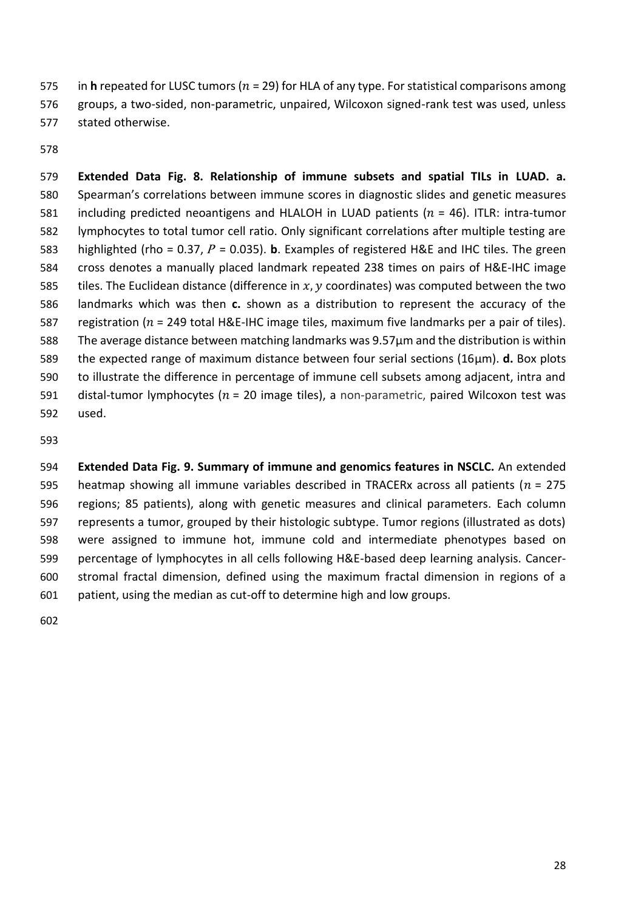in **h** repeated for LUSC tumors ($n$ = 29) for HLA of any type. For statistical comparisons among groups, a two-sided, non-parametric, unpaired, Wilcoxon signed-rank test was used, unless stated otherwise.

**Extended Data Fig. 8. Relationship of immune subsets and spatial TILs in LUAD. a.** Spearman's correlations between immune scores in diagnostic slides and genetic measures including predicted neoantigens and HLALOH in LUAD patients ($n$ = 46). ITLR: intra-tumor lymphocytes to total tumor cell ratio. Only significant correlations after multiple testing are highlighted (rho = 0.37, $P$ = 0.035). **b**. Examples of registered H&E and IHC tiles. The green cross denotes a manually placed landmark repeated 238 times on pairs of H&E-IHC image tiles. The Euclidean distance (difference in $x, y$ coordinates) was computed between the two landmarks which was then **c.** shown as a distribution to represent the accuracy of the registration ($n$ = 249 total H&E-IHC image tiles, maximum five landmarks per a pair of tiles). The average distance between matching landmarks was 9.57µm and the distribution is within the expected range of maximum distance between four serial sections (16µm). **d.** Box plots to illustrate the difference in percentage of immune cell subsets among adjacent, intra and distal-tumor lymphocytes ($n$ = 20 image tiles), a non-parametric, paired Wilcoxon test was used.

**Extended Data Fig. 9. Summary of immune and genomics features in NSCLC.** An extended heatmap showing all immune variables described in TRACERx across all patients ($n$ = 275 regions; 85 patients), along with genetic measures and clinical parameters. Each column represents a tumor, grouped by their histologic subtype. Tumor regions (illustrated as dots) were assigned to immune hot, immune cold and intermediate phenotypes based on percentage of lymphocytes in all cells following H&E-based deep learning analysis. Cancer-stromal fractal dimension, defined using the maximum fractal dimension in regions of a patient, using the median as cut-off to determine high and low groups.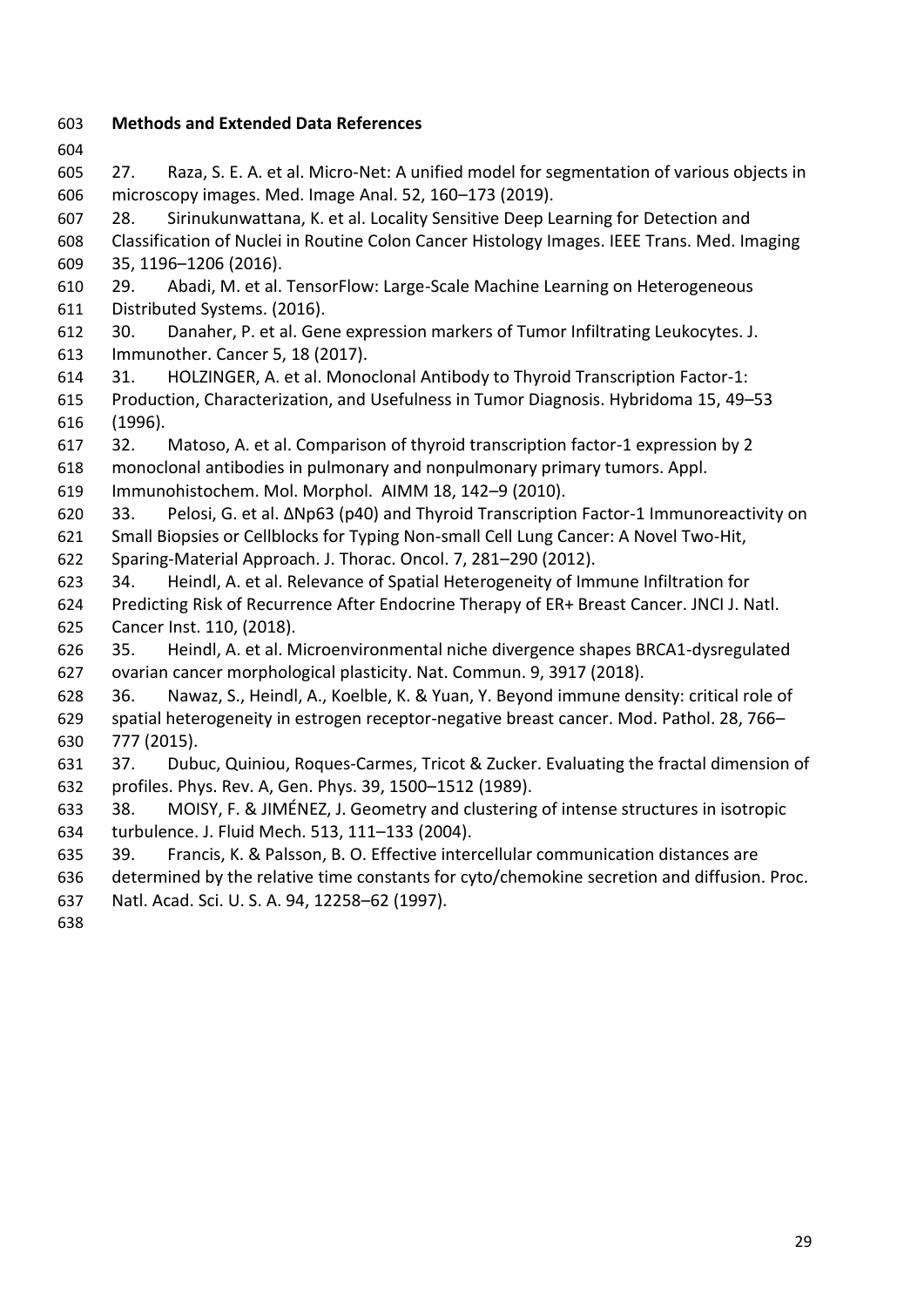**Methods and Extended Data References**

27. Raza, S. E. A. et al. Micro-Net: A unified model for segmentation of various objects in microscopy images. Med. Image Anal. 52, 160–173 (2019).
28. Sirinukunwattana, K. et al. Locality Sensitive Deep Learning for Detection and Classification of Nuclei in Routine Colon Cancer Histology Images. IEEE Trans. Med. Imaging 35, 1196–1206 (2016).
29. Abadi, M. et al. TensorFlow: Large-Scale Machine Learning on Heterogeneous Distributed Systems. (2016).
30. Danaher, P. et al. Gene expression markers of Tumor Infiltrating Leukocytes. J. Immunother. Cancer 5, 18 (2017).
31. HOLZINGER, A. et al. Monoclonal Antibody to Thyroid Transcription Factor-1: Production, Characterization, and Usefulness in Tumor Diagnosis. Hybridoma 15, 49–53 (1996).
32. Matoso, A. et al. Comparison of thyroid transcription factor-1 expression by 2 monoclonal antibodies in pulmonary and nonpulmonary primary tumors. Appl. Immunohistochem. Mol. Morphol. AIMM 18, 142–9 (2010).
33. Pelosi, G. et al. ΔNp63 (p40) and Thyroid Transcription Factor-1 Immunoreactivity on Small Biopsies or Cellblocks for Typing Non-small Cell Lung Cancer: A Novel Two-Hit, Sparing-Material Approach. J. Thorac. Oncol. 7, 281–290 (2012).
34. Heindl, A. et al. Relevance of Spatial Heterogeneity of Immune Infiltration for Predicting Risk of Recurrence After Endocrine Therapy of ER+ Breast Cancer. JNCI J. Natl. Cancer Inst. 110, (2018).
35. Heindl, A. et al. Microenvironmental niche divergence shapes BRCA1-dysregulated ovarian cancer morphological plasticity. Nat. Commun. 9, 3917 (2018).
36. Nawaz, S., Heindl, A., Koelble, K. & Yuan, Y. Beyond immune density: critical role of spatial heterogeneity in estrogen receptor-negative breast cancer. Mod. Pathol. 28, 766–777 (2015).
37. Dubuc, Quiniou, Roques-Carmes, Tricot & Zucker. Evaluating the fractal dimension of profiles. Phys. Rev. A, Gen. Phys. 39, 1500–1512 (1989).
38. MOISY, F. & JIMÉNEZ, J. Geometry and clustering of intense structures in isotropic turbulence. J. Fluid Mech. 513, 111–133 (2004).
39. Francis, K. & Palsson, B. O. Effective intercellular communication distances are determined by the relative time constants for cyto/chemokine secretion and diffusion. Proc. Natl. Acad. Sci. U. S. A. 94, 12258–62 (1997).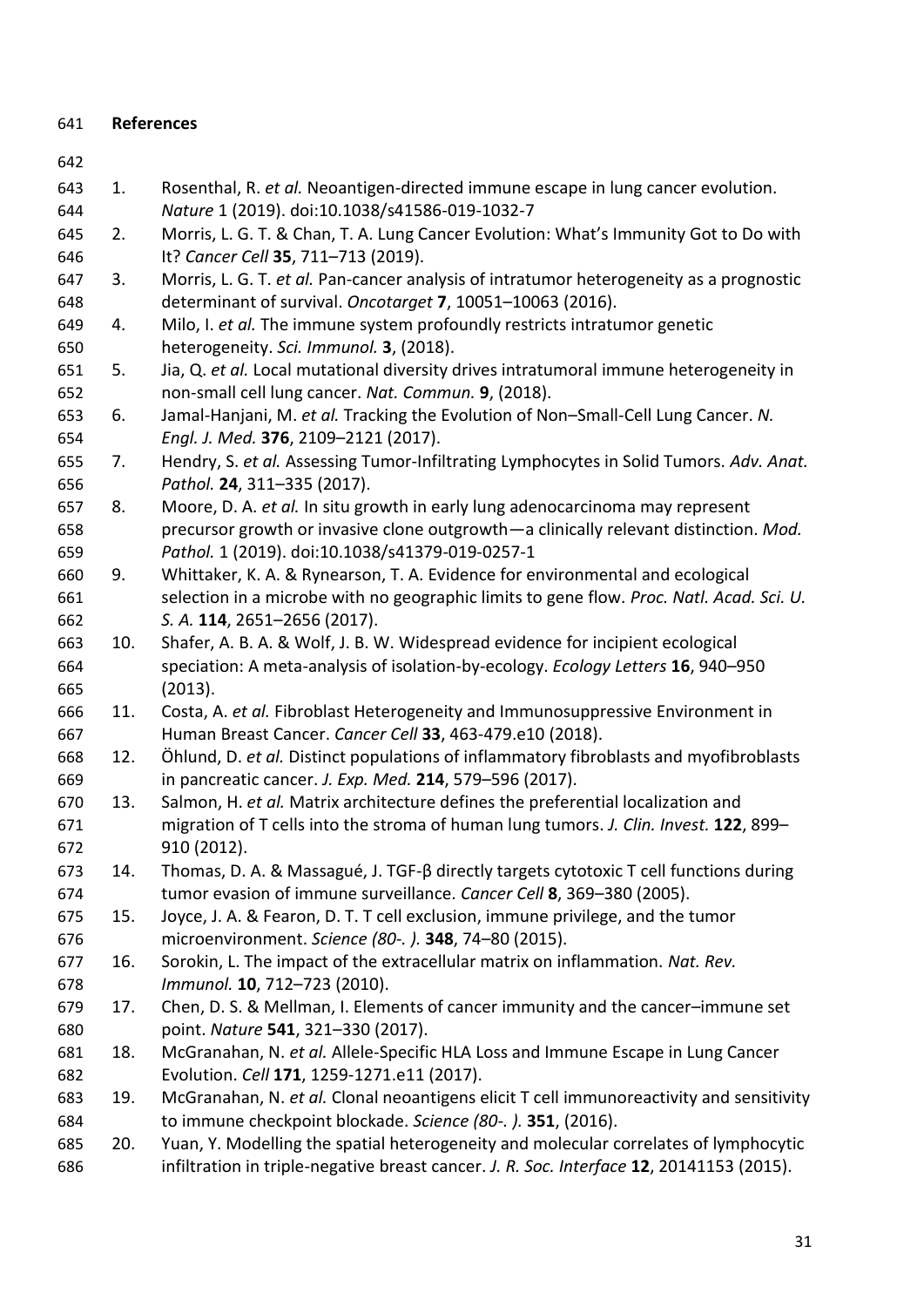## References

1. Rosenthal, R. *et al.* Neoantigen-directed immune escape in lung cancer evolution. *Nature* 1 (2019). doi:10.1038/s41586-019-1032-7
2. Morris, L. G. T. & Chan, T. A. Lung Cancer Evolution: What's Immunity Got to Do with It? *Cancer Cell* **35**, 711–713 (2019).
3. Morris, L. G. T. *et al.* Pan-cancer analysis of intratumor heterogeneity as a prognostic determinant of survival. *Oncotarget* **7**, 10051–10063 (2016).
4. Milo, I. *et al.* The immune system profoundly restricts intratumor genetic heterogeneity. *Sci. Immunol.* **3**, (2018).
5. Jia, Q. *et al.* Local mutational diversity drives intratumoral immune heterogeneity in non-small cell lung cancer. *Nat. Commun.* **9**, (2018).
6. Jamal-Hanjani, M. *et al.* Tracking the Evolution of Non–Small-Cell Lung Cancer. *N. Engl. J. Med.* **376**, 2109–2121 (2017).
7. Hendry, S. *et al.* Assessing Tumor-Infiltrating Lymphocytes in Solid Tumors. *Adv. Anat. Pathol.* **24**, 311–335 (2017).
8. Moore, D. A. *et al.* In situ growth in early lung adenocarcinoma may represent precursor growth or invasive clone outgrowth—a clinically relevant distinction. *Mod. Pathol.* 1 (2019). doi:10.1038/s41379-019-0257-1
9. Whittaker, K. A. & Rynearson, T. A. Evidence for environmental and ecological selection in a microbe with no geographic limits to gene flow. *Proc. Natl. Acad. Sci. U. S. A.* **114**, 2651–2656 (2017).
10. Shafer, A. B. A. & Wolf, J. B. W. Widespread evidence for incipient ecological speciation: A meta-analysis of isolation-by-ecology. *Ecology Letters* **16**, 940–950 (2013).
11. Costa, A. *et al.* Fibroblast Heterogeneity and Immunosuppressive Environment in Human Breast Cancer. *Cancer Cell* **33**, 463-479.e10 (2018).
12. Öhlund, D. *et al.* Distinct populations of inflammatory fibroblasts and myofibroblasts in pancreatic cancer. *J. Exp. Med.* **214**, 579–596 (2017).
13. Salmon, H. *et al.* Matrix architecture defines the preferential localization and migration of T cells into the stroma of human lung tumors. *J. Clin. Invest.* **122**, 899–910 (2012).
14. Thomas, D. A. & Massagué, J. TGF-β directly targets cytotoxic T cell functions during tumor evasion of immune surveillance. *Cancer Cell* **8**, 369–380 (2005).
15. Joyce, J. A. & Fearon, D. T. T cell exclusion, immune privilege, and the tumor microenvironment. *Science (80-. ).* **348**, 74–80 (2015).
16. Sorokin, L. The impact of the extracellular matrix on inflammation. *Nat. Rev. Immunol.* **10**, 712–723 (2010).
17. Chen, D. S. & Mellman, I. Elements of cancer immunity and the cancer–immune set point. *Nature* **541**, 321–330 (2017).
18. McGranahan, N. *et al.* Allele-Specific HLA Loss and Immune Escape in Lung Cancer Evolution. *Cell* **171**, 1259-1271.e11 (2017).
19. McGranahan, N. *et al.* Clonal neoantigens elicit T cell immunoreactivity and sensitivity to immune checkpoint blockade. *Science (80-. ).* **351**, (2016).
20. Yuan, Y. Modelling the spatial heterogeneity and molecular correlates of lymphocytic infiltration in triple-negative breast cancer. *J. R. Soc. Interface* **12**, 20141153 (2015).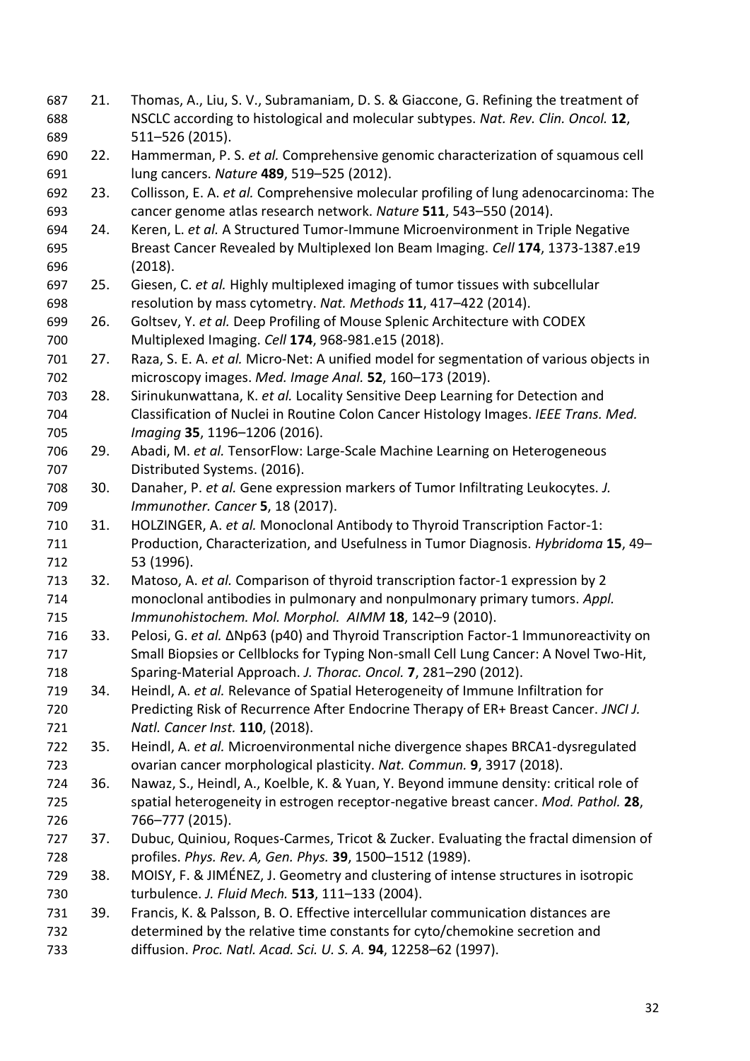21. Thomas, A., Liu, S. V., Subramaniam, D. S. & Giaccone, G. Refining the treatment of NSCLC according to histological and molecular subtypes. *Nat. Rev. Clin. Oncol.* **12**, 511–526 (2015).
22. Hammerman, P. S. *et al.* Comprehensive genomic characterization of squamous cell lung cancers. *Nature* **489**, 519–525 (2012).
23. Collisson, E. A. *et al.* Comprehensive molecular profiling of lung adenocarcinoma: The cancer genome atlas research network. *Nature* **511**, 543–550 (2014).
24. Keren, L. *et al.* A Structured Tumor-Immune Microenvironment in Triple Negative Breast Cancer Revealed by Multiplexed Ion Beam Imaging. *Cell* **174**, 1373-1387.e19 (2018).
25. Giesen, C. *et al.* Highly multiplexed imaging of tumor tissues with subcellular resolution by mass cytometry. *Nat. Methods* **11**, 417–422 (2014).
26. Goltsev, Y. *et al.* Deep Profiling of Mouse Splenic Architecture with CODEX Multiplexed Imaging. *Cell* **174**, 968-981.e15 (2018).
27. Raza, S. E. A. *et al.* Micro-Net: A unified model for segmentation of various objects in microscopy images. *Med. Image Anal.* **52**, 160–173 (2019).
28. Sirinukunwattana, K. *et al.* Locality Sensitive Deep Learning for Detection and Classification of Nuclei in Routine Colon Cancer Histology Images. *IEEE Trans. Med. Imaging* **35**, 1196–1206 (2016).
29. Abadi, M. *et al.* TensorFlow: Large-Scale Machine Learning on Heterogeneous Distributed Systems. (2016).
30. Danaher, P. *et al.* Gene expression markers of Tumor Infiltrating Leukocytes. *J. Immunother. Cancer* **5**, 18 (2017).
31. HOLZINGER, A. *et al.* Monoclonal Antibody to Thyroid Transcription Factor-1: Production, Characterization, and Usefulness in Tumor Diagnosis. *Hybridoma* **15**, 49–53 (1996).
32. Matoso, A. *et al.* Comparison of thyroid transcription factor-1 expression by 2 monoclonal antibodies in pulmonary and nonpulmonary primary tumors. *Appl. Immunohistochem. Mol. Morphol. AIMM* **18**, 142–9 (2010).
33. Pelosi, G. *et al.* ΔNp63 (p40) and Thyroid Transcription Factor-1 Immunoreactivity on Small Biopsies or Cellblocks for Typing Non-small Cell Lung Cancer: A Novel Two-Hit, Sparing-Material Approach. *J. Thorac. Oncol.* **7**, 281–290 (2012).
34. Heindl, A. *et al.* Relevance of Spatial Heterogeneity of Immune Infiltration for Predicting Risk of Recurrence After Endocrine Therapy of ER+ Breast Cancer. *JNCI J. Natl. Cancer Inst.* **110**, (2018).
35. Heindl, A. *et al.* Microenvironmental niche divergence shapes BRCA1-dysregulated ovarian cancer morphological plasticity. *Nat. Commun.* **9**, 3917 (2018).
36. Nawaz, S., Heindl, A., Koelble, K. & Yuan, Y. Beyond immune density: critical role of spatial heterogeneity in estrogen receptor-negative breast cancer. *Mod. Pathol.* **28**, 766–777 (2015).
37. Dubuc, Quiniou, Roques-Carmes, Tricot & Zucker. Evaluating the fractal dimension of profiles. *Phys. Rev. A, Gen. Phys.* **39**, 1500–1512 (1989).
38. MOISY, F. & JIMÉNEZ, J. Geometry and clustering of intense structures in isotropic turbulence. *J. Fluid Mech.* **513**, 111–133 (2004).
39. Francis, K. & Palsson, B. O. Effective intercellular communication distances are determined by the relative time constants for cyto/chemokine secretion and diffusion. *Proc. Natl. Acad. Sci. U. S. A.* **94**, 12258–62 (1997).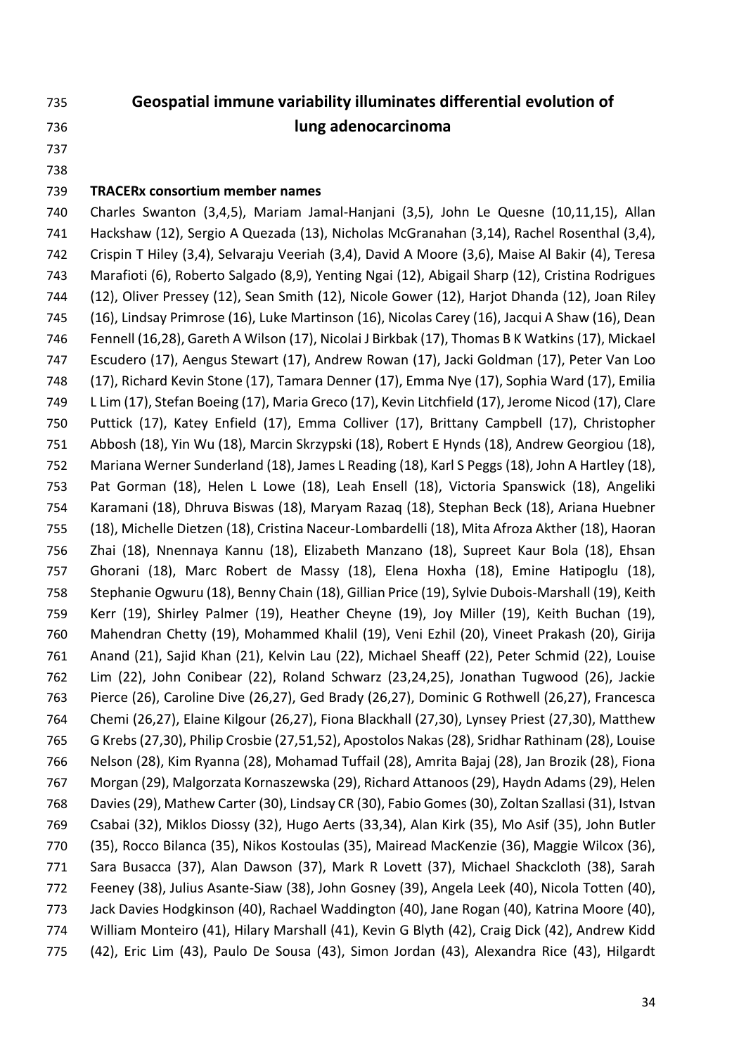# Geospatial immune variability illuminates differential evolution of lung adenocarcinoma

**TRACERx consortium member names**

Charles Swanton (3,4,5), Mariam Jamal-Hanjani (3,5), John Le Quesne (10,11,15), Allan Hackshaw (12), Sergio A Quezada (13), Nicholas McGranahan (3,14), Rachel Rosenthal (3,4), Crispin T Hiley (3,4), Selvaraju Veeriah (3,4), David A Moore (3,6), Maise Al Bakir (4), Teresa Marafioti (6), Roberto Salgado (8,9), Yenting Ngai (12), Abigail Sharp (12), Cristina Rodrigues (12), Oliver Pressey (12), Sean Smith (12), Nicole Gower (12), Harjot Dhanda (12), Joan Riley (16), Lindsay Primrose (16), Luke Martinson (16), Nicolas Carey (16), Jacqui A Shaw (16), Dean Fennell (16,28), Gareth A Wilson (17), Nicolai J Birkbak (17), Thomas B K Watkins (17), Mickael Escudero (17), Aengus Stewart (17), Andrew Rowan (17), Jacki Goldman (17), Peter Van Loo (17), Richard Kevin Stone (17), Tamara Denner (17), Emma Nye (17), Sophia Ward (17), Emilia L Lim (17), Stefan Boeing (17), Maria Greco (17), Kevin Litchfield (17), Jerome Nicod (17), Clare Puttick (17), Katey Enfield (17), Emma Colliver (17), Brittany Campbell (17), Christopher Abbosh (18), Yin Wu (18), Marcin Skrzypski (18), Robert E Hynds (18), Andrew Georgiou (18), Mariana Werner Sunderland (18), James L Reading (18), Karl S Peggs (18), John A Hartley (18), Pat Gorman (18), Helen L Lowe (18), Leah Ensell (18), Victoria Spanswick (18), Angeliki Karamani (18), Dhruva Biswas (18), Maryam Razaq (18), Stephan Beck (18), Ariana Huebner (18), Michelle Dietzen (18), Cristina Naceur-Lombardelli (18), Mita Afroza Akther (18), Haoran Zhai (18), Nnennaya Kannu (18), Elizabeth Manzano (18), Supreet Kaur Bola (18), Ehsan Ghorani (18), Marc Robert de Massy (18), Elena Hoxha (18), Emine Hatipoglu (18), Stephanie Ogwuru (18), Benny Chain (18), Gillian Price (19), Sylvie Dubois-Marshall (19), Keith Kerr (19), Shirley Palmer (19), Heather Cheyne (19), Joy Miller (19), Keith Buchan (19), Mahendran Chetty (19), Mohammed Khalil (19), Veni Ezhil (20), Vineet Prakash (20), Girija Anand (21), Sajid Khan (21), Kelvin Lau (22), Michael Sheaff (22), Peter Schmid (22), Louise Lim (22), John Conibear (22), Roland Schwarz (23,24,25), Jonathan Tugwood (26), Jackie Pierce (26), Caroline Dive (26,27), Ged Brady (26,27), Dominic G Rothwell (26,27), Francesca Chemi (26,27), Elaine Kilgour (26,27), Fiona Blackhall (27,30), Lynsey Priest (27,30), Matthew G Krebs (27,30), Philip Crosbie (27,51,52), Apostolos Nakas (28), Sridhar Rathinam (28), Louise Nelson (28), Kim Ryanna (28), Mohamad Tuffail (28), Amrita Bajaj (28), Jan Brozik (28), Fiona Morgan (29), Malgorzata Kornaszewska (29), Richard Attanoos (29), Haydn Adams (29), Helen Davies (29), Mathew Carter (30), Lindsay CR (30), Fabio Gomes (30), Zoltan Szallasi (31), Istvan Csabai (32), Miklos Diossy (32), Hugo Aerts (33,34), Alan Kirk (35), Mo Asif (35), John Butler (35), Rocco Bilanca (35), Nikos Kostoulas (35), Mairead MacKenzie (36), Maggie Wilcox (36), Sara Busacca (37), Alan Dawson (37), Mark R Lovett (37), Michael Shackcloth (38), Sarah Feeney (38), Julius Asante-Siaw (38), John Gosney (39), Angela Leek (40), Nicola Totten (40), Jack Davies Hodgkinson (40), Rachael Waddington (40), Jane Rogan (40), Katrina Moore (40), William Monteiro (41), Hilary Marshall (41), Kevin G Blyth (42), Craig Dick (42), Andrew Kidd (42), Eric Lim (43), Paulo De Sousa (43), Simon Jordan (43), Alexandra Rice (43), Hilgardt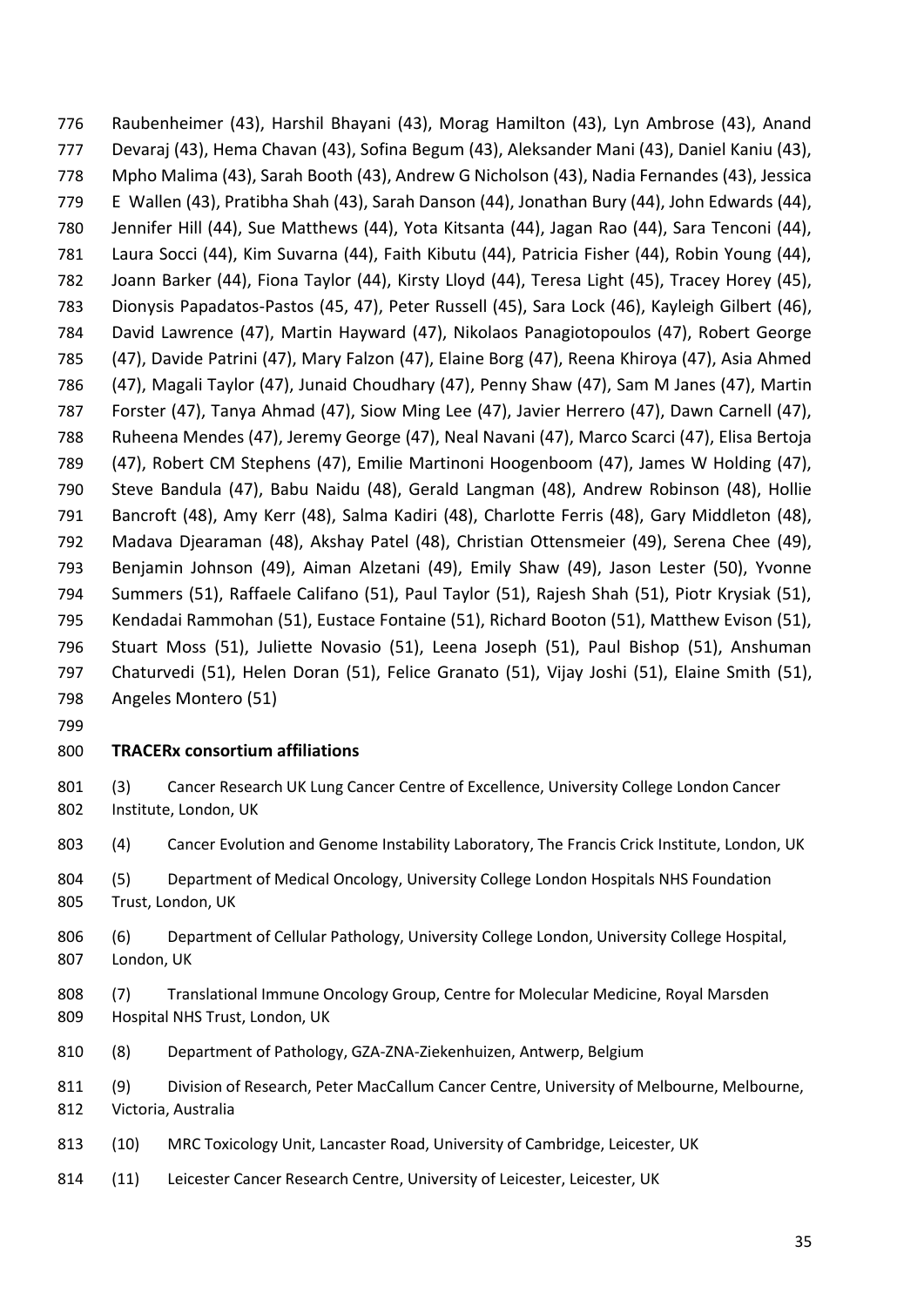Raubenheimer (43), Harshil Bhayani (43), Morag Hamilton (43), Lyn Ambrose (43), Anand Devaraj (43), Hema Chavan (43), Sofina Begum (43), Aleksander Mani (43), Daniel Kaniu (43), Mpho Malima (43), Sarah Booth (43), Andrew G Nicholson (43), Nadia Fernandes (43), Jessica E Wallen (43), Pratibha Shah (43), Sarah Danson (44), Jonathan Bury (44), John Edwards (44), Jennifer Hill (44), Sue Matthews (44), Yota Kitsanta (44), Jagan Rao (44), Sara Tenconi (44), Laura Socci (44), Kim Suvarna (44), Faith Kibutu (44), Patricia Fisher (44), Robin Young (44), Joann Barker (44), Fiona Taylor (44), Kirsty Lloyd (44), Teresa Light (45), Tracey Horey (45), Dionysis Papadatos-Pastos (45, 47), Peter Russell (45), Sara Lock (46), Kayleigh Gilbert (46), David Lawrence (47), Martin Hayward (47), Nikolaos Panagiotopoulos (47), Robert George (47), Davide Patrini (47), Mary Falzon (47), Elaine Borg (47), Reena Khiroya (47), Asia Ahmed (47), Magali Taylor (47), Junaid Choudhary (47), Penny Shaw (47), Sam M Janes (47), Martin Forster (47), Tanya Ahmad (47), Siow Ming Lee (47), Javier Herrero (47), Dawn Carnell (47), Ruheena Mendes (47), Jeremy George (47), Neal Navani (47), Marco Scarci (47), Elisa Bertoja (47), Robert CM Stephens (47), Emilie Martinoni Hoogenboom (47), James W Holding (47), Steve Bandula (47), Babu Naidu (48), Gerald Langman (48), Andrew Robinson (48), Hollie Bancroft (48), Amy Kerr (48), Salma Kadiri (48), Charlotte Ferris (48), Gary Middleton (48), Madava Djearaman (48), Akshay Patel (48), Christian Ottensmeier (49), Serena Chee (49), Benjamin Johnson (49), Aiman Alzetani (49), Emily Shaw (49), Jason Lester (50), Yvonne Summers (51), Raffaele Califano (51), Paul Taylor (51), Rajesh Shah (51), Piotr Krysiak (51), Kendadai Rammohan (51), Eustace Fontaine (51), Richard Booton (51), Matthew Evison (51), Stuart Moss (51), Juliette Novasio (51), Leena Joseph (51), Paul Bishop (51), Anshuman Chaturvedi (51), Helen Doran (51), Felice Granato (51), Vijay Joshi (51), Elaine Smith (51), Angeles Montero (51)

**TRACERx consortium affiliations**

(3) Cancer Research UK Lung Cancer Centre of Excellence, University College London Cancer Institute, London, UK

(4) Cancer Evolution and Genome Instability Laboratory, The Francis Crick Institute, London, UK

(5) Department of Medical Oncology, University College London Hospitals NHS Foundation Trust, London, UK

(6) Department of Cellular Pathology, University College London, University College Hospital, London, UK

(7) Translational Immune Oncology Group, Centre for Molecular Medicine, Royal Marsden Hospital NHS Trust, London, UK

(8) Department of Pathology, GZA-ZNA-Ziekenhuizen, Antwerp, Belgium

(9) Division of Research, Peter MacCallum Cancer Centre, University of Melbourne, Melbourne, Victoria, Australia

(10) MRC Toxicology Unit, Lancaster Road, University of Cambridge, Leicester, UK

(11) Leicester Cancer Research Centre, University of Leicester, Leicester, UK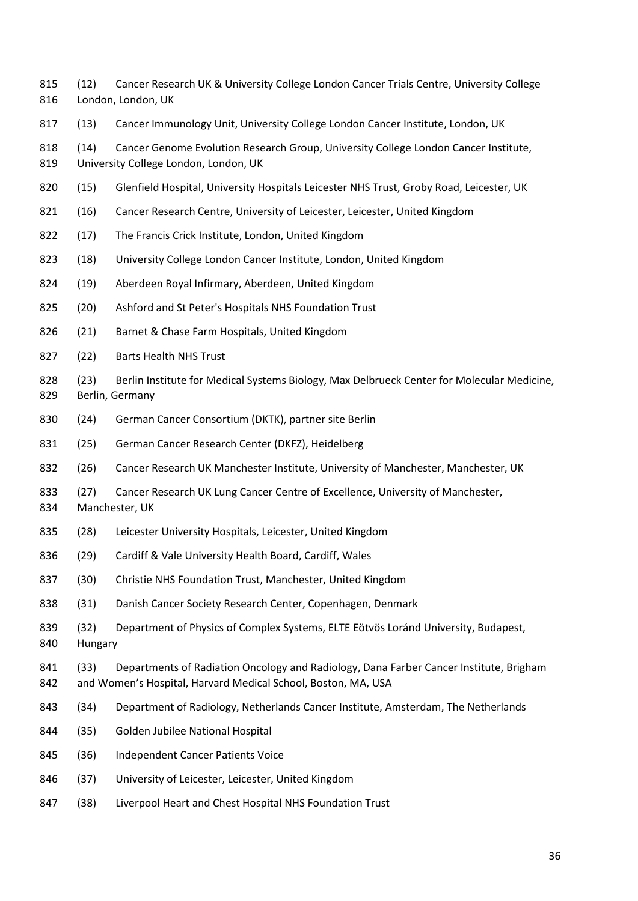(12) Cancer Research UK & University College London Cancer Trials Centre, University College London, London, UK

(13) Cancer Immunology Unit, University College London Cancer Institute, London, UK

(14) Cancer Genome Evolution Research Group, University College London Cancer Institute, University College London, London, UK

(15) Glenfield Hospital, University Hospitals Leicester NHS Trust, Groby Road, Leicester, UK

(16) Cancer Research Centre, University of Leicester, Leicester, United Kingdom

(17) The Francis Crick Institute, London, United Kingdom

(18) University College London Cancer Institute, London, United Kingdom

(19) Aberdeen Royal Infirmary, Aberdeen, United Kingdom

(20) Ashford and St Peter's Hospitals NHS Foundation Trust

(21) Barnet & Chase Farm Hospitals, United Kingdom

(22) Barts Health NHS Trust

(23) Berlin Institute for Medical Systems Biology, Max Delbrueck Center for Molecular Medicine, Berlin, Germany

(24) German Cancer Consortium (DKTK), partner site Berlin

(25) German Cancer Research Center (DKFZ), Heidelberg

(26) Cancer Research UK Manchester Institute, University of Manchester, Manchester, UK

(27) Cancer Research UK Lung Cancer Centre of Excellence, University of Manchester, Manchester, UK

(28) Leicester University Hospitals, Leicester, United Kingdom

(29) Cardiff & Vale University Health Board, Cardiff, Wales

(30) Christie NHS Foundation Trust, Manchester, United Kingdom

(31) Danish Cancer Society Research Center, Copenhagen, Denmark

(32) Department of Physics of Complex Systems, ELTE Eötvös Loránd University, Budapest, Hungary

(33) Departments of Radiation Oncology and Radiology, Dana Farber Cancer Institute, Brigham and Women's Hospital, Harvard Medical School, Boston, MA, USA

(34) Department of Radiology, Netherlands Cancer Institute, Amsterdam, The Netherlands

(35) Golden Jubilee National Hospital

(36) Independent Cancer Patients Voice

(37) University of Leicester, Leicester, United Kingdom

(38) Liverpool Heart and Chest Hospital NHS Foundation Trust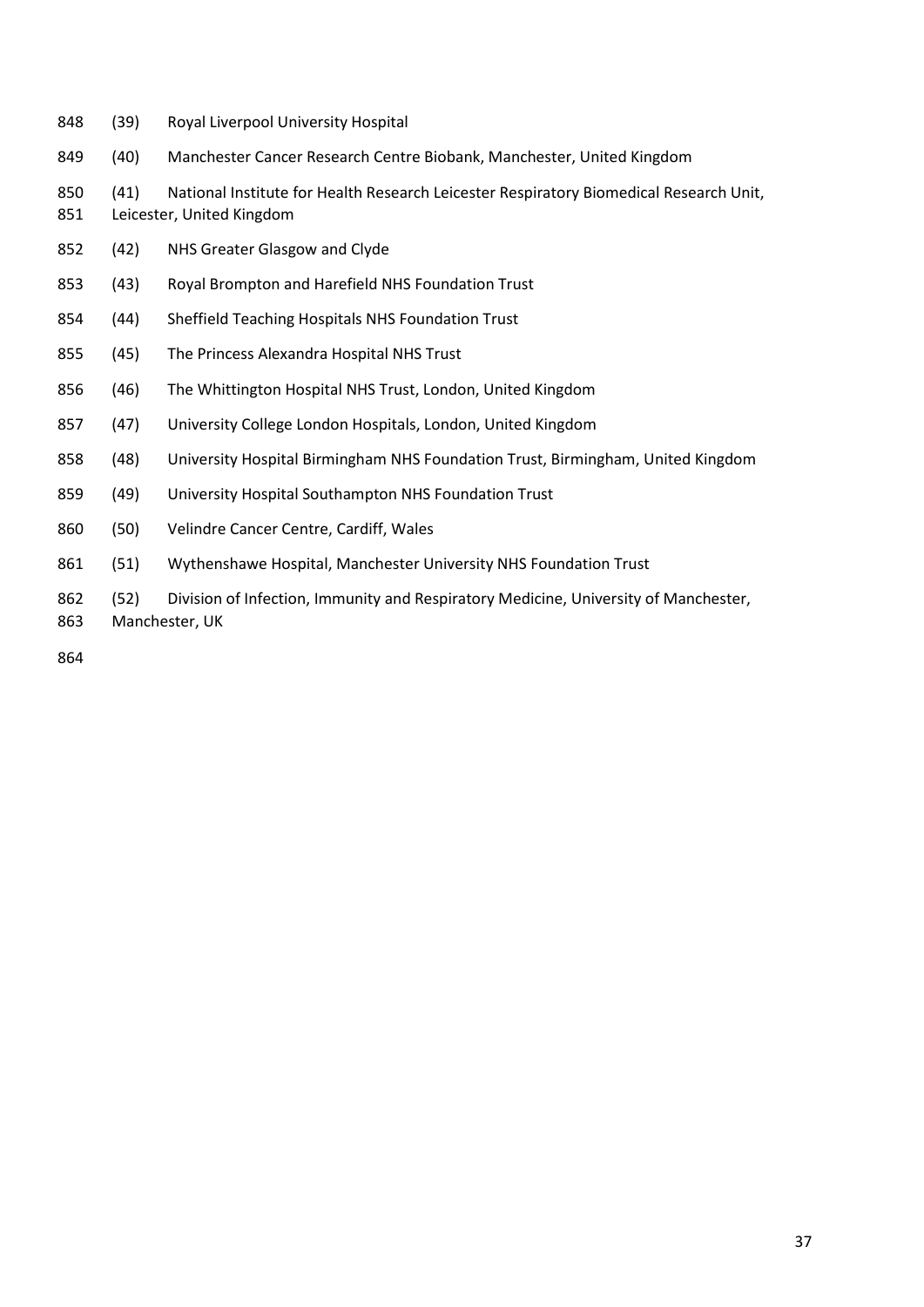(39) Royal Liverpool University Hospital

(40) Manchester Cancer Research Centre Biobank, Manchester, United Kingdom

(41) National Institute for Health Research Leicester Respiratory Biomedical Research Unit, Leicester, United Kingdom

(42) NHS Greater Glasgow and Clyde

(43) Royal Brompton and Harefield NHS Foundation Trust

(44) Sheffield Teaching Hospitals NHS Foundation Trust

(45) The Princess Alexandra Hospital NHS Trust

(46) The Whittington Hospital NHS Trust, London, United Kingdom

(47) University College London Hospitals, London, United Kingdom

(48) University Hospital Birmingham NHS Foundation Trust, Birmingham, United Kingdom

(49) University Hospital Southampton NHS Foundation Trust

(50) Velindre Cancer Centre, Cardiff, Wales

(51) Wythenshawe Hospital, Manchester University NHS Foundation Trust

(52) Division of Infection, Immunity and Respiratory Medicine, University of Manchester, Manchester, UK